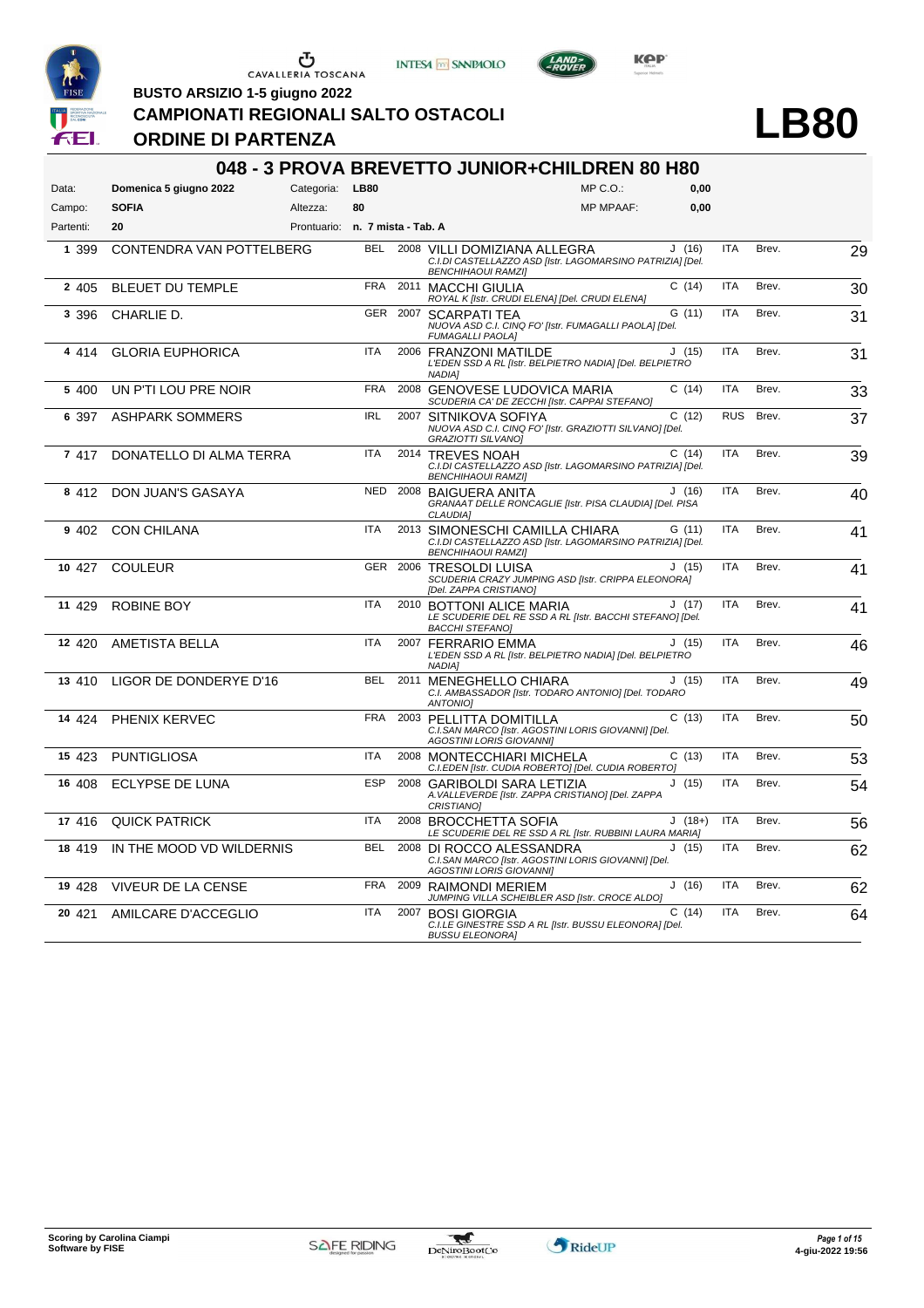**BUSTO ARSIZIO 1-5 giugno 2022**

## CAMPIONATI REGIONALI SALTO OSTACOLI

## ORDINE DI PARTENZA

# LB80

### 048 - 3 PROVA BREVETTO JUNIOR+CHILDREN 80 H80

| | | | | | |
|---|---|---|---|---|---|
| Data: | **Domenica 5 giugno 2022** | Categoria: | **LB80** | MP C.O.: | **0,00** |
| Campo: | **SOFIA** | Altezza: | **80** | MP MPAAF: | **0,00** |
| Partenti: | **20** | Prontuario: | **n. 7 mista - Tab. A** | | |

| N. | Pett. | Cavallo | Naz. | Anno | Cavaliere / Circolo | Cat. (età) | Naz. | Brev. | |
|---|---|---|---|---|---|---|---|---|---|
| 1 | 399 | CONTENDRA VAN POTTELBERG | BEL | 2008 | VILLI DOMIZIANA ALLEGRA *C.I.DI CASTELLAZZO ASD [Istr. LAGOMARSINO PATRIZIA] [Del. BENCHIHAOUI RAMZI]* | J (16) | ITA | Brev. | 29 |
| 2 | 405 | BLEUET DU TEMPLE | FRA | 2011 | MACCHI GIULIA *ROYAL K [Istr. CRUDI ELENA] [Del. CRUDI ELENA]* | C (14) | ITA | Brev. | 30 |
| 3 | 396 | CHARLIE D. | GER | 2007 | SCARPATI TEA *NUOVA ASD C.I. CINQ FO' [Istr. FUMAGALLI PAOLA] [Del. FUMAGALLI PAOLA]* | G (11) | ITA | Brev. | 31 |
| 4 | 414 | GLORIA EUPHORICA | ITA | 2006 | FRANZONI MATILDE *L'EDEN SSD A RL [Istr. BELPIETRO NADIA] [Del. BELPIETRO NADIA]* | J (15) | ITA | Brev. | 31 |
| 5 | 400 | UN P'TI LOU PRE NOIR | FRA | 2008 | GENOVESE LUDOVICA MARIA *SCUDERIA CA' DE ZECCHI [Istr. CAPPAI STEFANO]* | C (14) | ITA | Brev. | 33 |
| 6 | 397 | ASHPARK SOMMERS | IRL | 2007 | SITNIKOVA SOFIYA *NUOVA ASD C.I. CINQ FO' [Istr. GRAZIOTTI SILVANO] [Del. GRAZIOTTI SILVANO]* | C (12) | RUS | Brev. | 37 |
| 7 | 417 | DONATELLO DI ALMA TERRA | ITA | 2014 | TREVES NOAH *C.I.DI CASTELLAZZO ASD [Istr. LAGOMARSINO PATRIZIA] [Del. BENCHIHAOUI RAMZI]* | C (14) | ITA | Brev. | 39 |
| 8 | 412 | DON JUAN'S GASAYA | NED | 2008 | BAIGUERA ANITA *GRANAAT DELLE RONCAGLIE [Istr. PISA CLAUDIA] [Del. PISA CLAUDIA]* | J (16) | ITA | Brev. | 40 |
| 9 | 402 | CON CHILANA | ITA | 2013 | SIMONESCHI CAMILLA CHIARA *C.I.DI CASTELLAZZO ASD [Istr. LAGOMARSINO PATRIZIA] [Del. BENCHIHAOUI RAMZI]* | G (11) | ITA | Brev. | 41 |
| 10 | 427 | COULEUR | GER | 2006 | TRESOLDI LUISA *SCUDERIA CRAZY JUMPING ASD [Istr. CRIPPA ELEONORA] [Del. ZAPPA CRISTIANO]* | J (15) | ITA | Brev. | 41 |
| 11 | 429 | ROBINE BOY | ITA | 2010 | BOTTONI ALICE MARIA *LE SCUDERIE DEL RE SSD A RL [Istr. BACCHI STEFANO] [Del. BACCHI STEFANO]* | J (17) | ITA | Brev. | 41 |
| 12 | 420 | AMETISTA BELLA | ITA | 2007 | FERRARIO EMMA *L'EDEN SSD A RL [Istr. BELPIETRO NADIA] [Del. BELPIETRO NADIA]* | J (15) | ITA | Brev. | 46 |
| 13 | 410 | LIGOR DE DONDERYE D'16 | BEL | 2011 | MENEGHELLO CHIARA *C.I. AMBASSADOR [Istr. TODARO ANTONIO] [Del. TODARO ANTONIO]* | J (15) | ITA | Brev. | 49 |
| 14 | 424 | PHENIX KERVEC | FRA | 2003 | PELLITTA DOMITILLA *C.I.SAN MARCO [Istr. AGOSTINI LORIS GIOVANNI] [Del. AGOSTINI LORIS GIOVANNI]* | C (13) | ITA | Brev. | 50 |
| 15 | 423 | PUNTIGLIOSA | ITA | 2008 | MONTECCHIARI MICHELA *C.I.EDEN [Istr. CUDIA ROBERTO] [Del. CUDIA ROBERTO]* | C (13) | ITA | Brev. | 53 |
| 16 | 408 | ECLYPSE DE LUNA | ESP | 2008 | GARIBOLDI SARA LETIZIA *A.VALLEVERDE [Istr. ZAPPA CRISTIANO] [Del. ZAPPA CRISTIANO]* | J (15) | ITA | Brev. | 54 |
| 17 | 416 | QUICK PATRICK | ITA | 2008 | BROCCHETTA SOFIA *LE SCUDERIE DEL RE SSD A RL [Istr. RUBBINI LAURA MARIA]* | J (18+) | ITA | Brev. | 56 |
| 18 | 419 | IN THE MOOD VD WILDERNIS | BEL | 2008 | DI ROCCO ALESSANDRA *C.I.SAN MARCO [Istr. AGOSTINI LORIS GIOVANNI] [Del. AGOSTINI LORIS GIOVANNI]* | J (15) | ITA | Brev. | 62 |
| 19 | 428 | VIVEUR DE LA CENSE | FRA | 2009 | RAIMONDI MERIEM *JUMPING VILLA SCHEIBLER ASD [Istr. CROCE ALDO]* | J (16) | ITA | Brev. | 62 |
| 20 | 421 | AMILCARE D'ACCEGLIO | ITA | 2007 | BOSI GIORGIA *C.I.LE GINESTRE SSD A RL [Istr. BUSSU ELEONORA] [Del. BUSSU ELEONORA]* | C (14) | ITA | Brev. | 64 |

**Scoring by Carolina Ciampi**
**Software by FISE**

4-giu-2022 19:56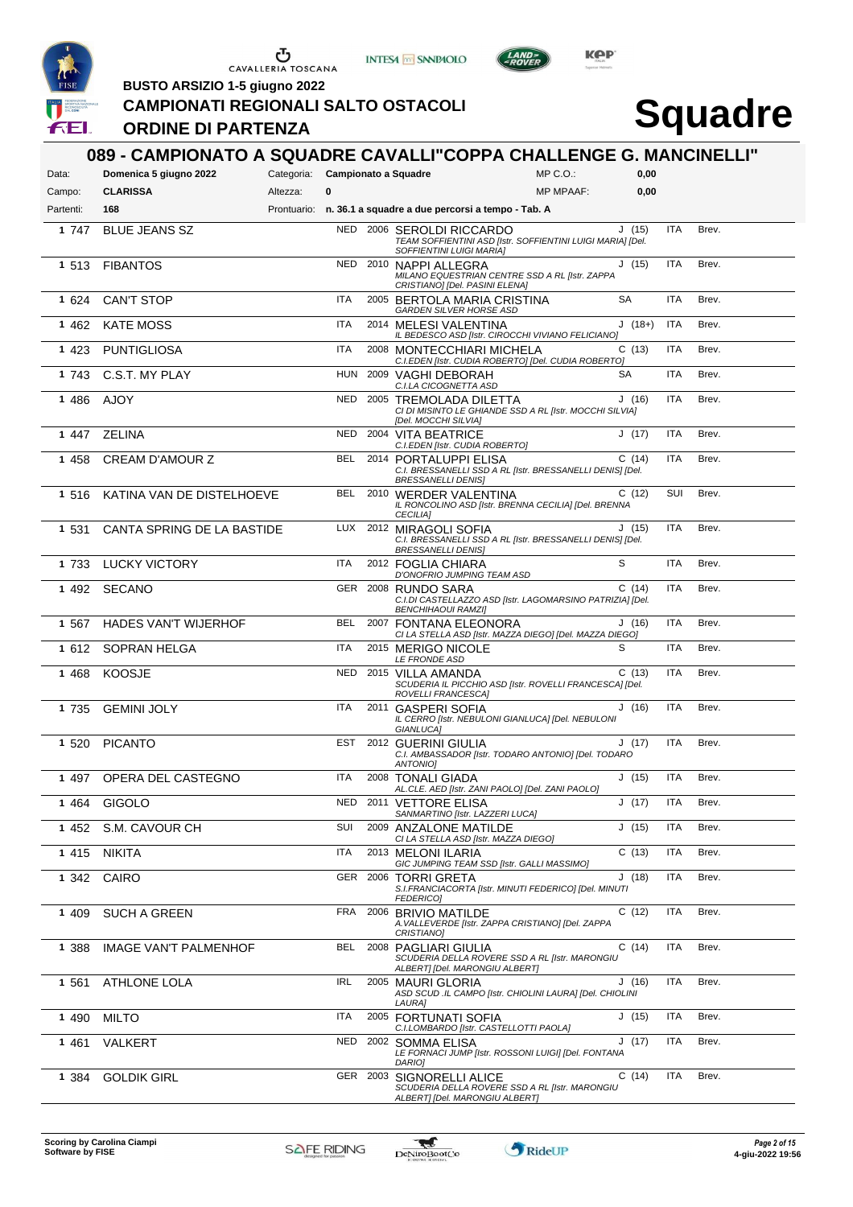BUSTO ARSIZIO 1-5 giugno 2022

# CAMPIONATI REGIONALI SALTO OSTACOLI

## ORDINE DI PARTENZA

# Squadre

## 089 - CAMPIONATO A SQUADRE CAVALLI"COPPA CHALLENGE G. MANCINELLI"

| | | | | | |
|---|---|---|---|---|---|
| Data: | Domenica 5 giugno 2022 | Categoria: | Campionato a Squadre | MP C.O.: | 0,00 |
| Campo: | CLARISSA | Altezza: | 0 | MP MPAAF: | 0,00 |
| Partenti: | 168 | Prontuario: | n. 36.1 a squadre a due percorsi a tempo - Tab. A | | |

| | | Cavallo | Naz. | Anno | Cavaliere | Cat. | Naz. | Brev. |
|---|---|---|---|---|---|---|---|---|
| 1 | 747 | BLUE JEANS SZ | NED | 2006 | SEROLDI RICCARDO<br>*TEAM SOFFIENTINI ASD [Istr. SOFFIENTINI LUIGI MARIA] [Del. SOFFIENTINI LUIGI MARIA]* | J (15) | ITA | Brev. |
| 1 | 513 | FIBANTOS | NED | 2010 | NAPPI ALLEGRA<br>*MILANO EQUESTRIAN CENTRE SSD A RL [Istr. ZAPPA CRISTIANO] [Del. PASINI ELENA]* | J (15) | ITA | Brev. |
| 1 | 624 | CAN'T STOP | ITA | 2005 | BERTOLA MARIA CRISTINA<br>*GARDEN SILVER HORSE ASD* | SA | ITA | Brev. |
| 1 | 462 | KATE MOSS | ITA | 2014 | MELESI VALENTINA<br>*IL BEDESCO ASD [Istr. CIROCCHI VIVIANO FELICIANO]* | J (18+) | ITA | Brev. |
| 1 | 423 | PUNTIGLIOSA | ITA | 2008 | MONTECCHIARI MICHELA<br>*C.I.EDEN [Istr. CUDIA ROBERTO] [Del. CUDIA ROBERTO]* | C (13) | ITA | Brev. |
| 1 | 743 | C.S.T. MY PLAY | HUN | 2009 | VAGHI DEBORAH<br>*C.I.LA CICOGNETTA ASD* | SA | ITA | Brev. |
| 1 | 486 | AJOY | NED | 2005 | TREMOLADA DILETTA<br>*CI DI MISINTO LE GHIANDE SSD A RL [Istr. MOCCHI SILVIA] [Del. MOCCHI SILVIA]* | J (16) | ITA | Brev. |
| 1 | 447 | ZELINA | NED | 2004 | VITA BEATRICE<br>*C.I.EDEN [Istr. CUDIA ROBERTO]* | J (17) | ITA | Brev. |
| 1 | 458 | CREAM D'AMOUR Z | BEL | 2014 | PORTALUPPI ELISA<br>*C.I. BRESSANELLI SSD A RL [Istr. BRESSANELLI DENIS] [Del. BRESSANELLI DENIS]* | C (14) | ITA | Brev. |
| 1 | 516 | KATINA VAN DE DISTELHOEVE | BEL | 2010 | WERDER VALENTINA<br>*IL RONCOLINO ASD [Istr. BRENNA CECILIA] [Del. BRENNA CECILIA]* | C (12) | SUI | Brev. |
| 1 | 531 | CANTA SPRING DE LA BASTIDE | LUX | 2012 | MIRAGOLI SOFIA<br>*C.I. BRESSANELLI SSD A RL [Istr. BRESSANELLI DENIS] [Del. BRESSANELLI DENIS]* | J (15) | ITA | Brev. |
| 1 | 733 | LUCKY VICTORY | ITA | 2012 | FOGLIA CHIARA<br>*D'ONOFRIO JUMPING TEAM ASD* | S | ITA | Brev. |
| 1 | 492 | SECANO | GER | 2008 | RUNDO SARA<br>*C.I.DI CASTELLAZZO ASD [Istr. LAGOMARSINO PATRIZIA] [Del. BENCHIHAOUI RAMZI]* | C (14) | ITA | Brev. |
| 1 | 567 | HADES VAN'T WIJERHOF | BEL | 2007 | FONTANA ELEONORA<br>*CI LA STELLA ASD [Istr. MAZZA DIEGO] [Del. MAZZA DIEGO]* | J (16) | ITA | Brev. |
| 1 | 612 | SOPRAN HELGA | ITA | 2015 | MERIGO NICOLE<br>*LE FRONDE ASD* | S | ITA | Brev. |
| 1 | 468 | KOOSJE | NED | 2015 | VILLA AMANDA<br>*SCUDERIA IL PICCHIO ASD [Istr. ROVELLI FRANCESCA] [Del. ROVELLI FRANCESCA]* | C (13) | ITA | Brev. |
| 1 | 735 | GEMINI JOLY | ITA | 2011 | GASPERI SOFIA<br>*IL CERRO [Istr. NEBULONI GIANLUCA] [Del. NEBULONI GIANLUCA]* | J (16) | ITA | Brev. |
| 1 | 520 | PICANTO | EST | 2012 | GUERINI GIULIA<br>*C.I. AMBASSADOR [Istr. TODARO ANTONIO] [Del. TODARO ANTONIO]* | J (17) | ITA | Brev. |
| 1 | 497 | OPERA DEL CASTEGNO | ITA | 2008 | TONALI GIADA<br>*AL.CLE. AED [Istr. ZANI PAOLO] [Del. ZANI PAOLO]* | J (15) | ITA | Brev. |
| 1 | 464 | GIGOLO | NED | 2011 | VETTORE ELISA<br>*SANMARTINO [Istr. LAZZERI LUCA]* | J (17) | ITA | Brev. |
| 1 | 452 | S.M. CAVOUR CH | SUI | 2009 | ANZALONE MATILDE<br>*CI LA STELLA ASD [Istr. MAZZA DIEGO]* | J (15) | ITA | Brev. |
| 1 | 415 | NIKITA | ITA | 2013 | MELONI ILARIA<br>*GIC JUMPING TEAM SSD [Istr. GALLI MASSIMO]* | C (13) | ITA | Brev. |
| 1 | 342 | CAIRO | GER | 2006 | TORRI GRETA<br>*S.I.FRANCIACORTA [Istr. MINUTI FEDERICO] [Del. MINUTI FEDERICO]* | J (18) | ITA | Brev. |
| 1 | 409 | SUCH A GREEN | FRA | 2006 | BRIVIO MATILDE<br>*A.VALLEVERDE [Istr. ZAPPA CRISTIANO] [Del. ZAPPA CRISTIANO]* | C (12) | ITA | Brev. |
| 1 | 388 | IMAGE VAN'T PALMENHOF | BEL | 2008 | PAGLIARI GIULIA<br>*SCUDERIA DELLA ROVERE SSD A RL [Istr. MARONGIU ALBERT] [Del. MARONGIU ALBERT]* | C (14) | ITA | Brev. |
| 1 | 561 | ATHLONE LOLA | IRL | 2005 | MAURI GLORIA<br>*ASD SCUD .IL CAMPO [Istr. CHIOLINI LAURA] [Del. CHIOLINI LAURA]* | J (16) | ITA | Brev. |
| 1 | 490 | MILTO | ITA | 2005 | FORTUNATI SOFIA<br>*C.I.LOMBARDO [Istr. CASTELLOTTI PAOLA]* | J (15) | ITA | Brev. |
| 1 | 461 | VALKERT | NED | 2002 | SOMMA ELISA<br>*LE FORNACI JUMP [Istr. ROSSONI LUIGI] [Del. FONTANA DARIO]* | J (17) | ITA | Brev. |
| 1 | 384 | GOLDIK GIRL | GER | 2003 | SIGNORELLI ALICE<br>*SCUDERIA DELLA ROVERE SSD A RL [Istr. MARONGIU ALBERT] [Del. MARONGIU ALBERT]* | C (14) | ITA | Brev. |

Scoring by Carolina Ciampi
Software by FISE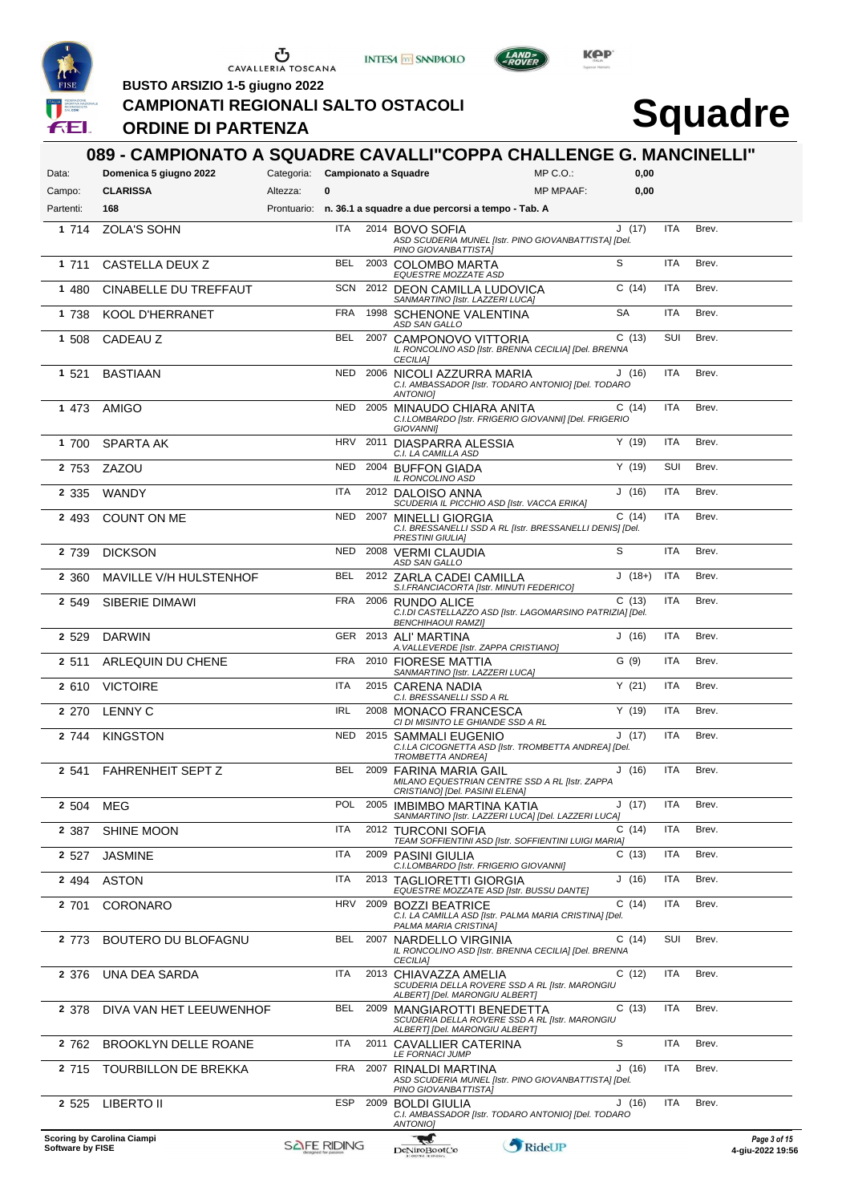BUSTO ARSIZIO 1-5 giugno 2022

**CAMPIONATI REGIONALI SALTO OSTACOLI**

**ORDINE DI PARTENZA**

# Squadre

## 089 - CAMPIONATO A SQUADRE CAVALLI"COPPA CHALLENGE G. MANCINELLI"

| | | | | | |
|---|---|---|---|---|---|
| Data: | **Domenica 5 giugno 2022** | Categoria: | **Campionato a Squadre** | MP C.O.: | **0,00** |
| Campo: | **CLARISSA** | Altezza: | **0** | MP MPAAF: | **0,00** |
| Partenti: | **168** | Prontuario: | **n. 36.1 a squadre a due percorsi a tempo - Tab. A** | | |

| | | Cavallo | Naz. | Anno | Cavaliere | Cat. | Naz. | Brev. |
|---|---|---|---|---|---|---|---|---|
| 1 | 714 | ZOLA'S SOHN | ITA | 2014 | BOVO SOFIA *ASD SCUDERIA MUNEL [Istr. PINO GIOVANBATTISTA] [Del. PINO GIOVANBATTISTA]* | J (17) | ITA | Brev. |
| 1 | 711 | CASTELLA DEUX Z | BEL | 2003 | COLOMBO MARTA *EQUESTRE MOZZATE ASD* | S | ITA | Brev. |
| 1 | 480 | CINABELLE DU TREFFAUT | SCN | 2012 | DEON CAMILLA LUDOVICA *SANMARTINO [Istr. LAZZERI LUCA]* | C (14) | ITA | Brev. |
| 1 | 738 | KOOL D'HERRANET | FRA | 1998 | SCHENONE VALENTINA *ASD SAN GALLO* | SA | ITA | Brev. |
| 1 | 508 | CADEAU Z | BEL | 2007 | CAMPONOVO VITTORIA *IL RONCOLINO ASD [Istr. BRENNA CECILIA] [Del. BRENNA CECILIA]* | C (13) | SUI | Brev. |
| 1 | 521 | BASTIAAN | NED | 2006 | NICOLI AZZURRA MARIA *C.I. AMBASSADOR [Istr. TODARO ANTONIO] [Del. TODARO ANTONIO]* | J (16) | ITA | Brev. |
| 1 | 473 | AMIGO | NED | 2005 | MINAUDO CHIARA ANITA *C.I.LOMBARDO [Istr. FRIGERIO GIOVANNI] [Del. FRIGERIO GIOVANNI]* | C (14) | ITA | Brev. |
| 1 | 700 | SPARTA AK | HRV | 2011 | DIASPARRA ALESSIA *C.I. LA CAMILLA ASD* | Y (19) | ITA | Brev. |
| 2 | 753 | ZAZOU | NED | 2004 | BUFFON GIADA *IL RONCOLINO ASD* | Y (19) | SUI | Brev. |
| 2 | 335 | WANDY | ITA | 2012 | DALOISO ANNA *SCUDERIA IL PICCHIO ASD [Istr. VACCA ERIKA]* | J (16) | ITA | Brev. |
| 2 | 493 | COUNT ON ME | NED | 2007 | MINELLI GIORGIA *C.I. BRESSANELLI SSD A RL [Istr. BRESSANELLI DENIS] [Del. PRESTINI GIULIA]* | C (14) | ITA | Brev. |
| 2 | 739 | DICKSON | NED | 2008 | VERMI CLAUDIA *ASD SAN GALLO* | S | ITA | Brev. |
| 2 | 360 | MAVILLE V/H HULSTENHOF | BEL | 2012 | ZARLA CADEI CAMILLA *S.I.FRANCIACORTA [Istr. MINUTI FEDERICO]* | J (18+) | ITA | Brev. |
| 2 | 549 | SIBERIE DIMAWI | FRA | 2006 | RUNDO ALICE *C.I.DI CASTELLAZZO ASD [Istr. LAGOMARSINO PATRIZIA] [Del. BENCHIHAOUI RAMZI]* | C (13) | ITA | Brev. |
| 2 | 529 | DARWIN | GER | 2013 | ALI' MARTINA *A.VALLEVERDE [Istr. ZAPPA CRISTIANO]* | J (16) | ITA | Brev. |
| 2 | 511 | ARLEQUIN DU CHENE | FRA | 2010 | FIORESE MATTIA *SANMARTINO [Istr. LAZZERI LUCA]* | G (9) | ITA | Brev. |
| 2 | 610 | VICTOIRE | ITA | 2015 | CARENA NADIA *C.I. BRESSANELLI SSD A RL* | Y (21) | ITA | Brev. |
| 2 | 270 | LENNY C | IRL | 2008 | MONACO FRANCESCA *CI DI MISINTO LE GHIANDE SSD A RL* | Y (19) | ITA | Brev. |
| 2 | 744 | KINGSTON | NED | 2015 | SAMMALI EUGENIO *C.I.LA CICOGNETTA ASD [Istr. TROMBETTA ANDREA] [Del. TROMBETTA ANDREA]* | J (17) | ITA | Brev. |
| 2 | 541 | FAHRENHEIT SEPT Z | BEL | 2009 | FARINA MARIA GAIL *MILANO EQUESTRIAN CENTRE SSD A RL [Istr. ZAPPA CRISTIANO] [Del. PASINI ELENA]* | J (16) | ITA | Brev. |
| 2 | 504 | MEG | POL | 2005 | IMBIMBO MARTINA KATIA *SANMARTINO [Istr. LAZZERI LUCA] [Del. LAZZERI LUCA]* | J (17) | ITA | Brev. |
| 2 | 387 | SHINE MOON | ITA | 2012 | TURCONI SOFIA *TEAM SOFFIENTINI ASD [Istr. SOFFIENTINI LUIGI MARIA]* | C (14) | ITA | Brev. |
| 2 | 527 | JASMINE | ITA | 2009 | PASINI GIULIA *C.I.LOMBARDO [Istr. FRIGERIO GIOVANNI]* | C (13) | ITA | Brev. |
| 2 | 494 | ASTON | ITA | 2013 | TAGLIORETTI GIORGIA *EQUESTRE MOZZATE ASD [Istr. BUSSU DANTE]* | J (16) | ITA | Brev. |
| 2 | 701 | CORONARO | HRV | 2009 | BOZZI BEATRICE *C.I. LA CAMILLA ASD [Istr. PALMA MARIA CRISTINA] [Del. PALMA MARIA CRISTINA]* | C (14) | ITA | Brev. |
| 2 | 773 | BOUTERO DU BLOFAGNU | BEL | 2007 | NARDELLO VIRGINIA *IL RONCOLINO ASD [Istr. BRENNA CECILIA] [Del. BRENNA CECILIA]* | C (14) | SUI | Brev. |
| 2 | 376 | UNA DEA SARDA | ITA | 2013 | CHIAVAZZA AMELIA *SCUDERIA DELLA ROVERE SSD A RL [Istr. MARONGIU ALBERT] [Del. MARONGIU ALBERT]* | C (12) | ITA | Brev. |
| 2 | 378 | DIVA VAN HET LEEUWENHOF | BEL | 2009 | MANGIAROTTI BENEDETTA *SCUDERIA DELLA ROVERE SSD A RL [Istr. MARONGIU ALBERT] [Del. MARONGIU ALBERT]* | C (13) | ITA | Brev. |
| 2 | 762 | BROOKLYN DELLE ROANE | ITA | 2011 | CAVALLIER CATERINA *LE FORNACI JUMP* | S | ITA | Brev. |
| 2 | 715 | TOURBILLON DE BREKKA | FRA | 2007 | RINALDI MARTINA *ASD SCUDERIA MUNEL [Istr. PINO GIOVANBATTISTA] [Del. PINO GIOVANBATTISTA]* | J (16) | ITA | Brev. |
| 2 | 525 | LIBERTO II | ESP | 2009 | BOLDI GIULIA *C.I. AMBASSADOR [Istr. TODARO ANTONIO] [Del. TODARO ANTONIO]* | J (16) | ITA | Brev. |

Scoring by Carolina Ciampi
Software by FISE

4-giu-2022 19:56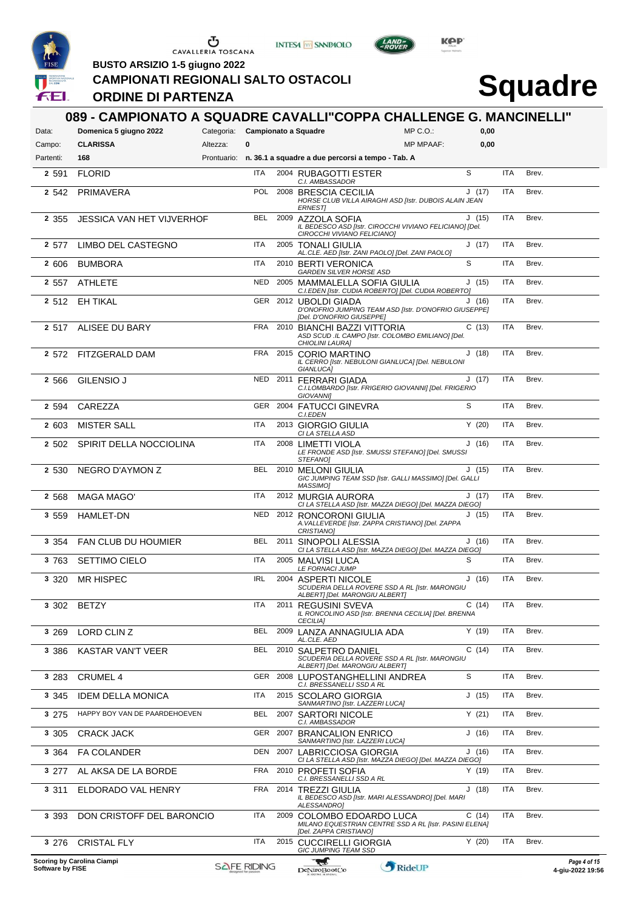BUSTO ARSIZIO 1-5 giugno 2022

# CAMPIONATI REGIONALI SALTO OSTACOLI

## ORDINE DI PARTENZA

# Squadre

## 089 - CAMPIONATO A SQUADRE CAVALLI"COPPA CHALLENGE G. MANCINELLI"

| | | | | | |
|---|---|---|---|---|---|
| Data: | Domenica 5 giugno 2022 | Categoria: | Campionato a Squadre | MP C.O.: | 0,00 |
| Campo: | CLARISSA | Altezza: | 0 | MP MPAAF: | 0,00 |
| Partenti: | 168 | Prontuario: | n. 36.1 a squadre a due percorsi a tempo - Tab. A | | |

| | | Cavallo | Naz. | Anno | Cavaliere | Cat. | Naz. | Brev. |
|---|---|---|---|---|---|---|---|---|
| 2 | 591 | FLORID | ITA | 2004 | RUBAGOTTI ESTER<br>*C.I. AMBASSADOR* | S | ITA | Brev. |
| 2 | 542 | PRIMAVERA | POL | 2008 | BRESCIA CECILIA<br>*HORSE CLUB VILLA AIRAGHI ASD [Istr. DUBOIS ALAIN JEAN ERNEST]* | J (17) | ITA | Brev. |
| 2 | 355 | JESSICA VAN HET VIJVERHOF | BEL | 2009 | AZZOLA SOFIA<br>*IL BEDESCO ASD [Istr. CIROCCHI VIVIANO FELICIANO] [Del. CIROCCHI VIVIANO FELICIANO]* | J (15) | ITA | Brev. |
| 2 | 577 | LIMBO DEL CASTEGNO | ITA | 2005 | TONALI GIULIA<br>*AL.CLE. AED [Istr. ZANI PAOLO] [Del. ZANI PAOLO]* | J (17) | ITA | Brev. |
| 2 | 606 | BUMBORA | ITA | 2010 | BERTI VERONICA<br>*GARDEN SILVER HORSE ASD* | S | ITA | Brev. |
| 2 | 557 | ATHLETE | NED | 2005 | MAMMALELLA SOFIA GIULIA<br>*C.I.EDEN [Istr. CUDIA ROBERTO] [Del. CUDIA ROBERTO]* | J (15) | ITA | Brev. |
| 2 | 512 | EH TIKAL | GER | 2012 | UBOLDI GIADA<br>*D'ONOFRIO JUMPING TEAM ASD [Istr. D'ONOFRIO GIUSEPPE] [Del. D'ONOFRIO GIUSEPPE]* | J (16) | ITA | Brev. |
| 2 | 517 | ALISEE DU BARY | FRA | 2010 | BIANCHI BAZZI VITTORIA<br>*ASD SCUD .IL CAMPO [Istr. COLOMBO EMILIANO] [Del. CHIOLINI LAURA]* | C (13) | ITA | Brev. |
| 2 | 572 | FITZGERALD DAM | FRA | 2015 | CORIO MARTINO<br>*IL CERRO [Istr. NEBULONI GIANLUCA] [Del. NEBULONI GIANLUCA]* | J (18) | ITA | Brev. |
| 2 | 566 | GILENSIO J | NED | 2011 | FERRARI GIADA<br>*C.I.LOMBARDO [Istr. FRIGERIO GIOVANNI] [Del. FRIGERIO GIOVANNI]* | J (17) | ITA | Brev. |
| 2 | 594 | CAREZZA | GER | 2004 | FATUCCI GINEVRA<br>*C.I.EDEN* | S | ITA | Brev. |
| 2 | 603 | MISTER SALL | ITA | 2013 | GIORGIO GIULIA<br>*CI LA STELLA ASD* | Y (20) | ITA | Brev. |
| 2 | 502 | SPIRIT DELLA NOCCIOLINA | ITA | 2008 | LIMETTI VIOLA<br>*LE FRONDE ASD [Istr. SMUSSI STEFANO] [Del. SMUSSI STEFANO]* | J (16) | ITA | Brev. |
| 2 | 530 | NEGRO D'AYMON Z | BEL | 2010 | MELONI GIULIA<br>*GIC JUMPING TEAM SSD [Istr. GALLI MASSIMO] [Del. GALLI MASSIMO]* | J (15) | ITA | Brev. |
| 2 | 568 | MAGA MAGO' | ITA | 2012 | MURGIA AURORA<br>*CI LA STELLA ASD [Istr. MAZZA DIEGO] [Del. MAZZA DIEGO]* | J (17) | ITA | Brev. |
| 3 | 559 | HAMLET-DN | NED | 2012 | RONCORONI GIULIA<br>*A.VALLEVERDE [Istr. ZAPPA CRISTIANO] [Del. ZAPPA CRISTIANO]* | J (15) | ITA | Brev. |
| 3 | 354 | FAN CLUB DU HOUMIER | BEL | 2011 | SINOPOLI ALESSIA<br>*CI LA STELLA ASD [Istr. MAZZA DIEGO] [Del. MAZZA DIEGO]* | J (16) | ITA | Brev. |
| 3 | 763 | SETTIMO CIELO | ITA | 2005 | MALVISI LUCA<br>*LE FORNACI JUMP* | S | ITA | Brev. |
| 3 | 320 | MR HISPEC | IRL | 2004 | ASPERTI NICOLE<br>*SCUDERIA DELLA ROVERE SSD A RL [Istr. MARONGIU ALBERT] [Del. MARONGIU ALBERT]* | J (16) | ITA | Brev. |
| 3 | 302 | BETZY | ITA | 2011 | REGUSINI SVEVA<br>*IL RONCOLINO ASD [Istr. BRENNA CECILIA] [Del. BRENNA CECILIA]* | C (14) | ITA | Brev. |
| 3 | 269 | LORD CLIN Z | BEL | 2009 | LANZA ANNAGIULIA ADA<br>*AL.CLE. AED* | Y (19) | ITA | Brev. |
| 3 | 386 | KASTAR VAN'T VEER | BEL | 2010 | SALPETRO DANIEL<br>*SCUDERIA DELLA ROVERE SSD A RL [Istr. MARONGIU ALBERT] [Del. MARONGIU ALBERT]* | C (14) | ITA | Brev. |
| 3 | 283 | CRUMEL 4 | GER | 2008 | LUPOSTANGHELLINI ANDREA<br>*C.I. BRESSANELLI SSD A RL* | S | ITA | Brev. |
| 3 | 345 | IDEM DELLA MONICA | ITA | 2015 | SCOLARO GIORGIA<br>*SANMARTINO [Istr. LAZZERI LUCA]* | J (15) | ITA | Brev. |
| 3 | 275 | HAPPY BOY VAN DE PAARDEHOEVEN | BEL | 2007 | SARTORI NICOLE<br>*C.I. AMBASSADOR* | Y (21) | ITA | Brev. |
| 3 | 305 | CRACK JACK | GER | 2007 | BRANCALION ENRICO<br>*SANMARTINO [Istr. LAZZERI LUCA]* | J (16) | ITA | Brev. |
| 3 | 364 | FA COLANDER | DEN | 2007 | LABRICCIOSA GIORGIA<br>*CI LA STELLA ASD [Istr. MAZZA DIEGO] [Del. MAZZA DIEGO]* | J (16) | ITA | Brev. |
| 3 | 277 | AL AKSA DE LA BORDE | FRA | 2010 | PROFETI SOFIA<br>*C.I. BRESSANELLI SSD A RL* | Y (19) | ITA | Brev. |
| 3 | 311 | ELDORADO VAL HENRY | FRA | 2014 | TREZZI GIULIA<br>*IL BEDESCO ASD [Istr. MARI ALESSANDRO] [Del. MARI ALESSANDRO]* | J (18) | ITA | Brev. |
| 3 | 393 | DON CRISTOFF DEL BARONCIO | ITA | 2009 | COLOMBO EDOARDO LUCA<br>*MILANO EQUESTRIAN CENTRE SSD A RL [Istr. PASINI ELENA] [Del. ZAPPA CRISTIANO]* | C (14) | ITA | Brev. |
| 3 | 276 | CRISTAL FLY | ITA | 2015 | CUCCIRELLI GIORGIA<br>*GIC JUMPING TEAM SSD* | Y (20) | ITA | Brev. |

Scoring by Carolina Ciampi
Software by FISE

4-giu-2022 19:56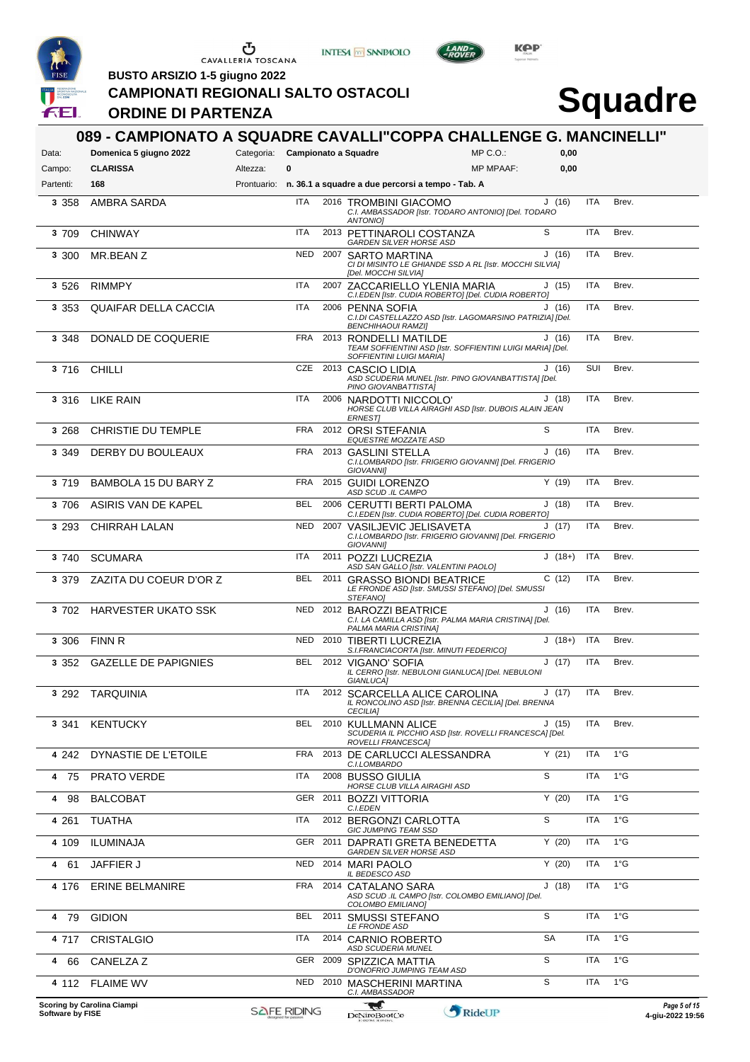# CAMPIONATI REGIONALI SALTO OSTACOLI

BUSTO ARSIZIO 1-5 giugno 2022

ORDINE DI PARTENZA

# Squadre

## 089 - CAMPIONATO A SQUADRE CAVALLI"COPPA CHALLENGE G. MANCINELLI"

| | | | | | |
|---|---|---|---|---|---|
| Data: | Domenica 5 giugno 2022 | Categoria: | Campionato a Squadre | MP C.O.: | 0,00 |
| Campo: | CLARISSA | Altezza: | 0 | MP MPAAF: | 0,00 |
| Partenti: | 168 | Prontuario: | n. 36.1 a squadre a due percorsi a tempo - Tab. A | | |

| | Cavallo | Naz. | Anno | Cavaliere | Cat. | Naz. | Brev. |
|---|---|---|---|---|---|---|---|
| 3 358 | AMBRA SARDA | ITA | 2016 | TROMBINI GIACOMO<br>*C.I. AMBASSADOR [Istr. TODARO ANTONIO] [Del. TODARO ANTONIO]* | J (16) | ITA | Brev. |
| 3 709 | CHINWAY | ITA | 2013 | PETTINAROLI COSTANZA<br>*GARDEN SILVER HORSE ASD* | S | ITA | Brev. |
| 3 300 | MR.BEAN Z | NED | 2007 | SARTO MARTINA<br>*CI DI MISINTO LE GHIANDE SSD A RL [Istr. MOCCHI SILVIA] [Del. MOCCHI SILVIA]* | J (16) | ITA | Brev. |
| 3 526 | RIMMPY | ITA | 2007 | ZACCARIELLO YLENIA MARIA<br>*C.I.EDEN [Istr. CUDIA ROBERTO] [Del. CUDIA ROBERTO]* | J (15) | ITA | Brev. |
| 3 353 | QUAIFAR DELLA CACCIA | ITA | 2006 | PENNA SOFIA<br>*C.I.DI CASTELLAZZO ASD [Istr. LAGOMARSINO PATRIZIA] [Del. BENCHIHAOUI RAMZI]* | J (16) | ITA | Brev. |
| 3 348 | DONALD DE COQUERIE | FRA | 2013 | RONDELLI MATILDE<br>*TEAM SOFFIENTINI ASD [Istr. SOFFIENTINI LUIGI MARIA] [Del. SOFFIENTINI LUIGI MARIA]* | J (16) | ITA | Brev. |
| 3 716 | CHILLI | CZE | 2013 | CASCIO LIDIA<br>*ASD SCUDERIA MUNEL [Istr. PINO GIOVANBATTISTA] [Del. PINO GIOVANBATTISTA]* | J (16) | SUI | Brev. |
| 3 316 | LIKE RAIN | ITA | 2006 | NARDOTTI NICCOLO'<br>*HORSE CLUB VILLA AIRAGHI ASD [Istr. DUBOIS ALAIN JEAN ERNEST]* | J (18) | ITA | Brev. |
| 3 268 | CHRISTIE DU TEMPLE | FRA | 2012 | ORSI STEFANIA<br>*EQUESTRE MOZZATE ASD* | S | ITA | Brev. |
| 3 349 | DERBY DU BOULEAUX | FRA | 2013 | GASLINI STELLA<br>*C.I.LOMBARDO [Istr. FRIGERIO GIOVANNI] [Del. FRIGERIO GIOVANNI]* | J (16) | ITA | Brev. |
| 3 719 | BAMBOLA 15 DU BARY Z | FRA | 2015 | GUIDI LORENZO<br>*ASD SCUD .IL CAMPO* | Y (19) | ITA | Brev. |
| 3 706 | ASIRIS VAN DE KAPEL | BEL | 2006 | CERUTTI BERTI PALOMA<br>*C.I.EDEN [Istr. CUDIA ROBERTO] [Del. CUDIA ROBERTO]* | J (18) | ITA | Brev. |
| 3 293 | CHIRRAH LALAN | NED | 2007 | VASILJEVIC JELISAVETA<br>*C.I.LOMBARDO [Istr. FRIGERIO GIOVANNI] [Del. FRIGERIO GIOVANNI]* | J (17) | ITA | Brev. |
| 3 740 | SCUMARA | ITA | 2011 | POZZI LUCREZIA<br>*ASD SAN GALLO [Istr. VALENTINI PAOLO]* | J (18+) | ITA | Brev. |
| 3 379 | ZAZITA DU COEUR D'OR Z | BEL | 2011 | GRASSO BIONDI BEATRICE<br>*LE FRONDE ASD [Istr. SMUSSI STEFANO] [Del. SMUSSI STEFANO]* | C (12) | ITA | Brev. |
| 3 702 | HARVESTER UKATO SSK | NED | 2012 | BAROZZI BEATRICE<br>*C.I. LA CAMILLA ASD [Istr. PALMA MARIA CRISTINA] [Del. PALMA MARIA CRISTINA]* | J (16) | ITA | Brev. |
| 3 306 | FINN R | NED | 2010 | TIBERTI LUCREZIA<br>*S.I.FRANCIACORTA [Istr. MINUTI FEDERICO]* | J (18+) | ITA | Brev. |
| 3 352 | GAZELLE DE PAPIGNIES | BEL | 2012 | VIGANO' SOFIA<br>*IL CERRO [Istr. NEBULONI GIANLUCA] [Del. NEBULONI GIANLUCA]* | J (17) | ITA | Brev. |
| 3 292 | TARQUINIA | ITA | 2012 | SCARCELLA ALICE CAROLINA<br>*IL RONCOLINO ASD [Istr. BRENNA CECILIA] [Del. BRENNA CECILIA]* | J (17) | ITA | Brev. |
| 3 341 | KENTUCKY | BEL | 2010 | KULLMANN ALICE<br>*SCUDERIA IL PICCHIO ASD [Istr. ROVELLI FRANCESCA] [Del. ROVELLI FRANCESCA]* | J (15) | ITA | Brev. |
| 4 242 | DYNASTIE DE L'ETOILE | FRA | 2013 | DE CARLUCCI ALESSANDRA<br>*C.I.LOMBARDO* | Y (21) | ITA | 1°G |
| 4 75 | PRATO VERDE | ITA | 2008 | BUSSO GIULIA<br>*HORSE CLUB VILLA AIRAGHI ASD* | S | ITA | 1°G |
| 4 98 | BALCOBAT | GER | 2011 | BOZZI VITTORIA<br>*C.I.EDEN* | Y (20) | ITA | 1°G |
| 4 261 | TUATHA | ITA | 2012 | BERGONZI CARLOTTA<br>*GIC JUMPING TEAM SSD* | S | ITA | 1°G |
| 4 109 | ILUMINAJA | GER | 2011 | DAPRATI GRETA BENEDETTA<br>*GARDEN SILVER HORSE ASD* | Y (20) | ITA | 1°G |
| 4 61 | JAFFIER J | NED | 2014 | MARI PAOLO<br>*IL BEDESCO ASD* | Y (20) | ITA | 1°G |
| 4 176 | ERINE BELMANIRE | FRA | 2014 | CATALANO SARA<br>*ASD SCUD .IL CAMPO [Istr. COLOMBO EMILIANO] [Del. COLOMBO EMILIANO]* | J (18) | ITA | 1°G |
| 4 79 | GIDION | BEL | 2011 | SMUSSI STEFANO<br>*LE FRONDE ASD* | S | ITA | 1°G |
| 4 717 | CRISTALGIO | ITA | 2014 | CARNIO ROBERTO<br>*ASD SCUDERIA MUNEL* | SA | ITA | 1°G |
| 4 66 | CANELZA Z | GER | 2009 | SPIZZICA MATTIA<br>*D'ONOFRIO JUMPING TEAM ASD* | S | ITA | 1°G |
| 4 112 | FLAIME WV | NED | 2010 | MASCHERINI MARTINA<br>*C.I. AMBASSADOR* | S | ITA | 1°G |

Scoring by Carolina Ciampi
Software by FISE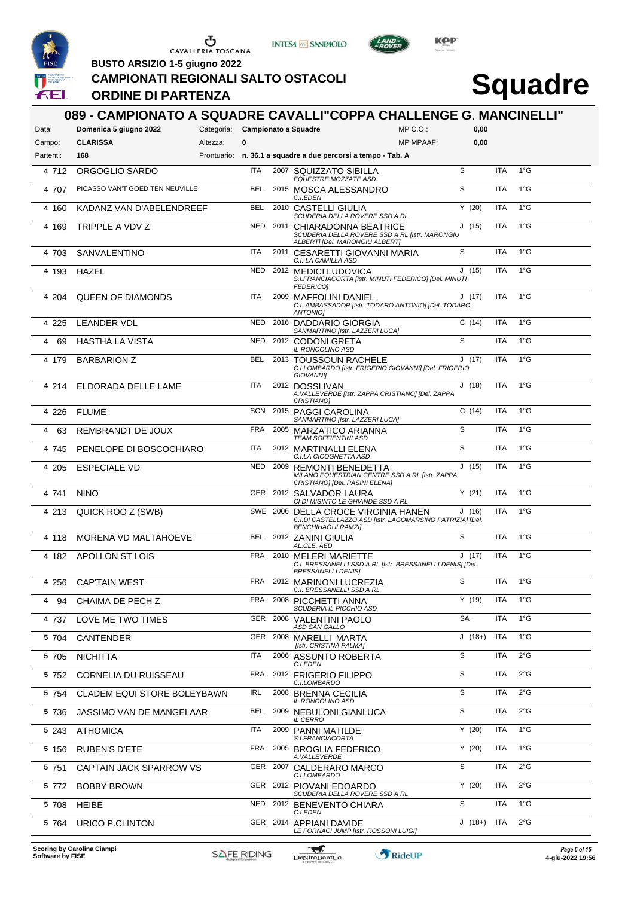# BUSTO ARSIZIO 1-5 giugno 2022

## CAMPIONATI REGIONALI SALTO OSTACOLI

## ORDINE DI PARTENZA

# Squadre

### 089 - CAMPIONATO A SQUADRE CAVALLI"COPPA CHALLENGE G. MANCINELLI"

| | | | | | |
|---|---|---|---|---|---|
| Data: | Domenica 5 giugno 2022 | Categoria: | Campionato a Squadre | MP C.O.: | 0,00 |
| Campo: | CLARISSA | Altezza: | 0 | MP MPAAF: | 0,00 |
| Partenti: | 168 | Prontuario: | n. 36.1 a squadre a due percorsi a tempo - Tab. A | | |

| | N. | Cavallo | Naz. | Anno | Cavaliere / Ente | Cat. | Naz. | Grado |
|---|---|---|---|---|---|---|---|---|
| 4 | 712 | ORGOGLIO SARDO | ITA | 2007 | SQUIZZATO SIBILLA<br>*EQUESTRE MOZZATE ASD* | S | ITA | 1°G |
| 4 | 707 | PICASSO VAN'T GOED TEN NEUVILLE | BEL | 2015 | MOSCA ALESSANDRO<br>*C.I.EDEN* | S | ITA | 1°G |
| 4 | 160 | KADANZ VAN D'ABELENDREEF | BEL | 2010 | CASTELLI GIULIA<br>*SCUDERIA DELLA ROVERE SSD A RL* | Y (20) | ITA | 1°G |
| 4 | 169 | TRIPPLE A VDV Z | NED | 2011 | CHIARADONNA BEATRICE<br>*SCUDERIA DELLA ROVERE SSD A RL [Istr. MARONGIU ALBERT] [Del. MARONGIU ALBERT]* | J (15) | ITA | 1°G |
| 4 | 703 | SANVALENTINO | ITA | 2011 | CESARETTI GIOVANNI MARIA<br>*C.I. LA CAMILLA ASD* | S | ITA | 1°G |
| 4 | 193 | HAZEL | NED | 2012 | MEDICI LUDOVICA<br>*S.I.FRANCIACORTA [Istr. MINUTI FEDERICO] [Del. MINUTI FEDERICO]* | J (15) | ITA | 1°G |
| 4 | 204 | QUEEN OF DIAMONDS | ITA | 2009 | MAFFOLINI DANIEL<br>*C.I. AMBASSADOR [Istr. TODARO ANTONIO] [Del. TODARO ANTONIO]* | J (17) | ITA | 1°G |
| 4 | 225 | LEANDER VDL | NED | 2016 | DADDARIO GIORGIA<br>*SANMARTINO [Istr. LAZZERI LUCA]* | C (14) | ITA | 1°G |
| 4 | 69 | HASTHA LA VISTA | NED | 2012 | CODONI GRETA<br>*IL RONCOLINO ASD* | S | ITA | 1°G |
| 4 | 179 | BARBARION Z | BEL | 2013 | TOUSSOUN RACHELE<br>*C.I.LOMBARDO [Istr. FRIGERIO GIOVANNI] [Del. FRIGERIO GIOVANNI]* | J (17) | ITA | 1°G |
| 4 | 214 | ELDORADA DELLE LAME | ITA | 2012 | DOSSI IVAN<br>*A.VALLEVERDE [Istr. ZAPPA CRISTIANO] [Del. ZAPPA CRISTIANO]* | J (18) | ITA | 1°G |
| 4 | 226 | FLUME | SCN | 2015 | PAGGI CAROLINA<br>*SANMARTINO [Istr. LAZZERI LUCA]* | C (14) | ITA | 1°G |
| 4 | 63 | REMBRANDT DE JOUX | FRA | 2005 | MARZATICO ARIANNA<br>*TEAM SOFFIENTINI ASD* | S | ITA | 1°G |
| 4 | 745 | PENELOPE DI BOSCOCHIARO | ITA | 2012 | MARTINALLI ELENA<br>*C.I.LA CICOGNETTA ASD* | S | ITA | 1°G |
| 4 | 205 | ESPECIALE VD | NED | 2009 | REMONTI BENEDETTA<br>*MILANO EQUESTRIAN CENTRE SSD A RL [Istr. ZAPPA CRISTIANO] [Del. PASINI ELENA]* | J (15) | ITA | 1°G |
| 4 | 741 | NINO | GER | 2012 | SALVADOR LAURA<br>*CI DI MISINTO LE GHIANDE SSD A RL* | Y (21) | ITA | 1°G |
| 4 | 213 | QUICK ROO Z (SWB) | SWE | 2006 | DELLA CROCE VIRGINIA HANEN<br>*C.I.DI CASTELLAZZO ASD [Istr. LAGOMARSINO PATRIZIA] [Del. BENCHIHAOUI RAMZI]* | J (16) | ITA | 1°G |
| 4 | 118 | MORENA VD MALTAHOEVE | BEL | 2012 | ZANINI GIULIA<br>*AL.CLE. AED* | S | ITA | 1°G |
| 4 | 182 | APOLLON ST LOIS | FRA | 2010 | MELERI MARIETTE<br>*C.I. BRESSANELLI SSD A RL [Istr. BRESSANELLI DENIS] [Del. BRESSANELLI DENIS]* | J (17) | ITA | 1°G |
| 4 | 256 | CAP'TAIN WEST | FRA | 2012 | MARINONI LUCREZIA<br>*C.I. BRESSANELLI SSD A RL* | S | ITA | 1°G |
| 4 | 94 | CHAIMA DE PECH Z | FRA | 2008 | PICCHETTI ANNA<br>*SCUDERIA IL PICCHIO ASD* | Y (19) | ITA | 1°G |
| 4 | 737 | LOVE ME TWO TIMES | GER | 2008 | VALENTINI PAOLO<br>*ASD SAN GALLO* | SA | ITA | 1°G |
| 5 | 704 | CANTENDER | GER | 2008 | MARELLI MARTA<br>*[Istr. CRISTINA PALMA]* | J (18+) | ITA | 1°G |
| 5 | 705 | NICHITTA | ITA | 2006 | ASSUNTO ROBERTA<br>*C.I.EDEN* | S | ITA | 2°G |
| 5 | 752 | CORNELIA DU RUISSEAU | FRA | 2012 | FRIGERIO FILIPPO<br>*C.I.LOMBARDO* | S | ITA | 2°G |
| 5 | 754 | CLADEM EQUI STORE BOLEYBAWN | IRL | 2008 | BRENNA CECILIA<br>*IL RONCOLINO ASD* | S | ITA | 2°G |
| 5 | 736 | JASSIMO VAN DE MANGELAAR | BEL | 2009 | NEBULONI GIANLUCA<br>*IL CERRO* | S | ITA | 2°G |
| 5 | 243 | ATHOMICA | ITA | 2009 | PANNI MATILDE<br>*S.I.FRANCIACORTA* | Y (20) | ITA | 1°G |
| 5 | 156 | RUBEN'S D'ETE | FRA | 2005 | BROGLIA FEDERICO<br>*A.VALLEVERDE* | Y (20) | ITA | 1°G |
| 5 | 751 | CAPTAIN JACK SPARROW VS | GER | 2007 | CALDERARO MARCO<br>*C.I.LOMBARDO* | S | ITA | 2°G |
| 5 | 772 | BOBBY BROWN | GER | 2012 | PIOVANI EDOARDO<br>*SCUDERIA DELLA ROVERE SSD A RL* | Y (20) | ITA | 2°G |
| 5 | 708 | HEIBE | NED | 2012 | BENEVENTO CHIARA<br>*C.I.EDEN* | S | ITA | 1°G |
| 5 | 764 | URICO P.CLINTON | GER | 2014 | APPIANI DAVIDE<br>*LE FORNACI JUMP [Istr. ROSSONI LUIGI]* | J (18+) | ITA | 2°G |

Scoring by Carolina Ciampi
Software by FISE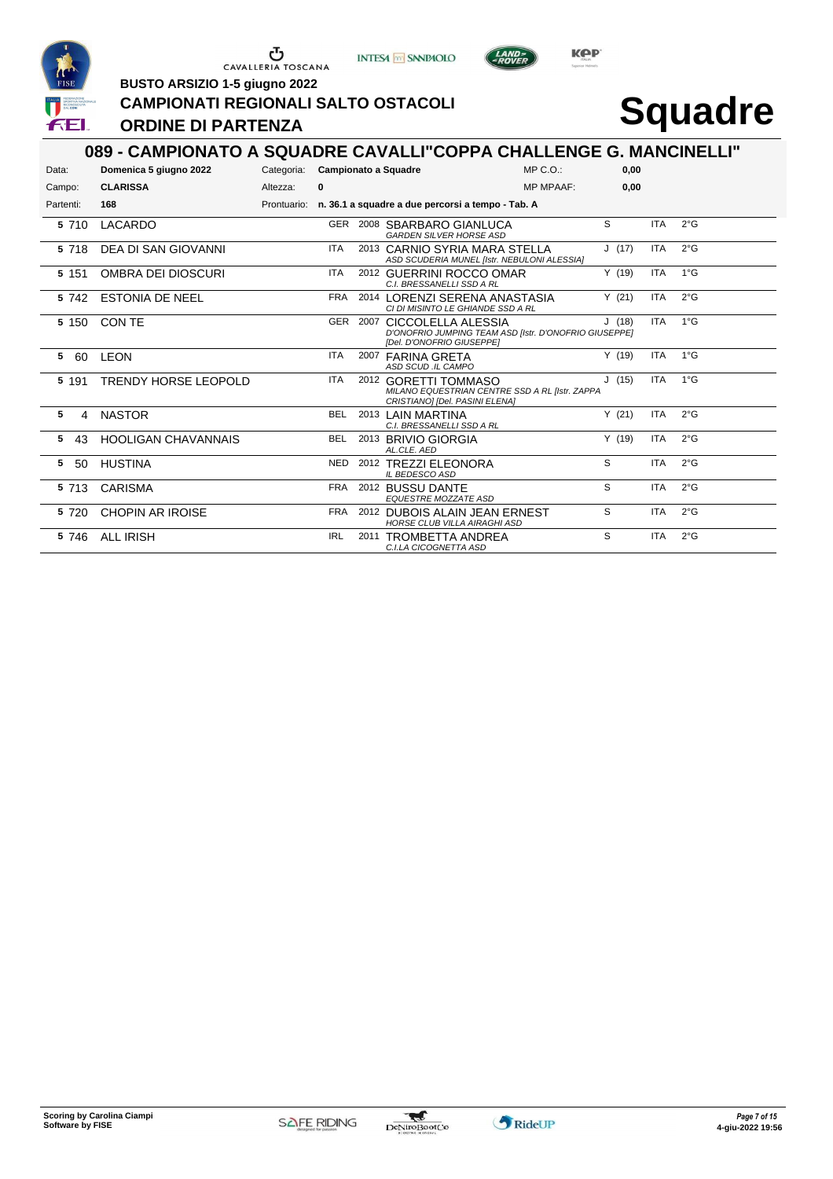BUSTO ARSIZIO 1-5 giugno 2022

# CAMPIONATI REGIONALI SALTO OSTACOLI

## ORDINE DI PARTENZA

# Squadre

## 089 - CAMPIONATO A SQUADRE CAVALLI"COPPA CHALLENGE G. MANCINELLI"

| | | | | | |
|---|---|---|---|---|---|
| Data: | **Domenica 5 giugno 2022** | Categoria: | **Campionato a Squadre** | MP C.O.: | **0,00** |
| Campo: | **CLARISSA** | Altezza: | **0** | MP MPAAF: | **0,00** |
| Partenti: | **168** | Prontuario: | **n. 36.1 a squadre a due percorsi a tempo - Tab. A** | | |

| | | Cavallo | Naz. | Anno | Cavaliere / Circolo | Cat. | Naz. | Grado |
|---|---|---|---|---|---|---|---|---|
| 5 | 710 | LACARDO | GER | 2008 | SBARBARO GIANLUCA *GARDEN SILVER HORSE ASD* | S | ITA | 2°G |
| 5 | 718 | DEA DI SAN GIOVANNI | ITA | 2013 | CARNIO SYRIA MARA STELLA *ASD SCUDERIA MUNEL [Istr. NEBULONI ALESSIA]* | J (17) | ITA | 2°G |
| 5 | 151 | OMBRA DEI DIOSCURI | ITA | 2012 | GUERRINI ROCCO OMAR *C.I. BRESSANELLI SSD A RL* | Y (19) | ITA | 1°G |
| 5 | 742 | ESTONIA DE NEEL | FRA | 2014 | LORENZI SERENA ANASTASIA *CI DI MISINTO LE GHIANDE SSD A RL* | Y (21) | ITA | 2°G |
| 5 | 150 | CON TE | GER | 2007 | CICCOLELLA ALESSIA *D'ONOFRIO JUMPING TEAM ASD [Istr. D'ONOFRIO GIUSEPPE] [Del. D'ONOFRIO GIUSEPPE]* | J (18) | ITA | 1°G |
| 5 | 60 | LEON | ITA | 2007 | FARINA GRETA *ASD SCUD .IL CAMPO* | Y (19) | ITA | 1°G |
| 5 | 191 | TRENDY HORSE LEOPOLD | ITA | 2012 | GORETTI TOMMASO *MILANO EQUESTRIAN CENTRE SSD A RL [Istr. ZAPPA CRISTIANO] [Del. PASINI ELENA]* | J (15) | ITA | 1°G |
| 5 | 4 | NASTOR | BEL | 2013 | LAIN MARTINA *C.I. BRESSANELLI SSD A RL* | Y (21) | ITA | 2°G |
| 5 | 43 | HOOLIGAN CHAVANNAIS | BEL | 2013 | BRIVIO GIORGIA *AL.CLE. AED* | Y (19) | ITA | 2°G |
| 5 | 50 | HUSTINA | NED | 2012 | TREZZI ELEONORA *IL BEDESCO ASD* | S | ITA | 2°G |
| 5 | 713 | CARISMA | FRA | 2012 | BUSSU DANTE *EQUESTRE MOZZATE ASD* | S | ITA | 2°G |
| 5 | 720 | CHOPIN AR IROISE | FRA | 2012 | DUBOIS ALAIN JEAN ERNEST *HORSE CLUB VILLA AIRAGHI ASD* | S | ITA | 2°G |
| 5 | 746 | ALL IRISH | IRL | 2011 | TROMBETTA ANDREA *C.I.LA CICOGNETTA ASD* | S | ITA | 2°G |

Scoring by Carolina Ciampi
Software by FISE

4-giu-2022 19:56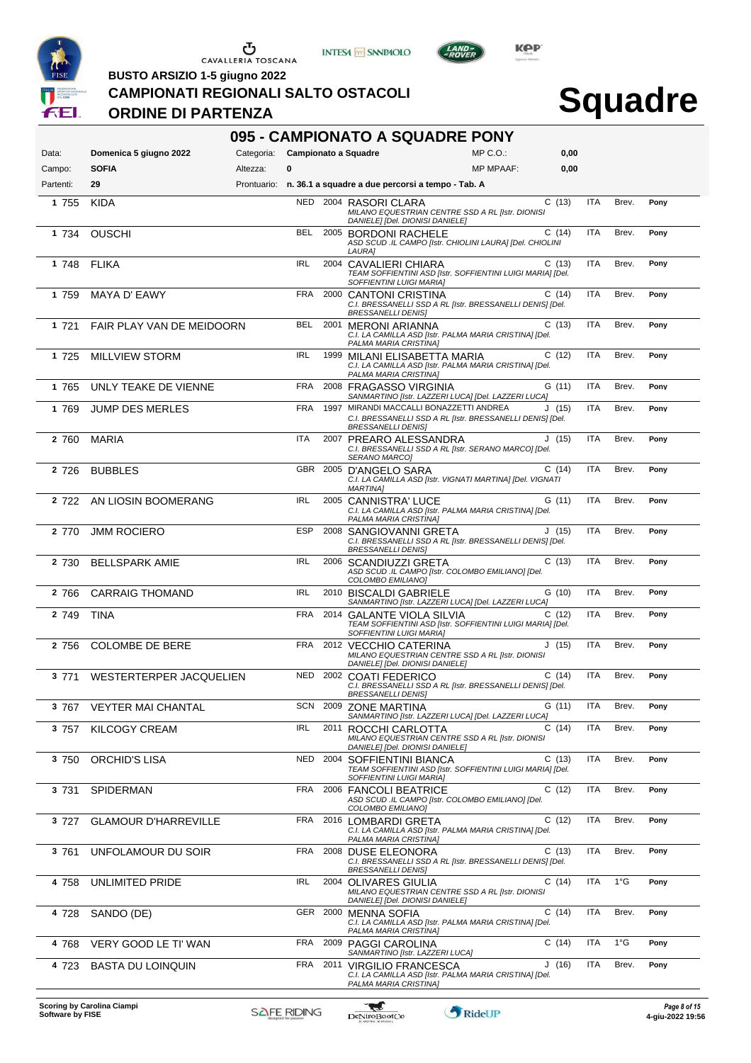BUSTO ARSIZIO 1-5 giugno 2022

# CAMPIONATI REGIONALI SALTO OSTACOLI

## ORDINE DI PARTENZA

# Squadre

## 095 - CAMPIONATO A SQUADRE PONY

| | | | | | |
|---|---|---|---|---|---|
| Data: | Domenica 5 giugno 2022 | Categoria: | Campionato a Squadre | MP C.O.: | 0,00 |
| Campo: | SOFIA | Altezza: | 0 | MP MPAAF: | 0,00 |
| Partenti: | 29 | Prontuario: | n. 36.1 a squadre a due percorsi a tempo - Tab. A | | |

| Sq. | N. | Cavallo | Naz. | Anno | Cavaliere / Società | Cat. | Naz. | Brev. | |
|---|---|---|---|---|---|---|---|---|---|
| 1 | 755 | KIDA | NED | 2004 | RASORI CLARA *MILANO EQUESTRIAN CENTRE SSD A RL [Istr. DIONISI DANIELE] [Del. DIONISI DANIELE]* | C (13) | ITA | Brev. | Pony |
| 1 | 734 | OUSCHI | BEL | 2005 | BORDONI RACHELE *ASD SCUD .IL CAMPO [Istr. CHIOLINI LAURA] [Del. CHIOLINI LAURA]* | C (14) | ITA | Brev. | Pony |
| 1 | 748 | FLIKA | IRL | 2004 | CAVALIERI CHIARA *TEAM SOFFIENTINI ASD [Istr. SOFFIENTINI LUIGI MARIA] [Del. SOFFIENTINI LUIGI MARIA]* | C (13) | ITA | Brev. | Pony |
| 1 | 759 | MAYA D' EAWY | FRA | 2000 | CANTONI CRISTINA *C.I. BRESSANELLI SSD A RL [Istr. BRESSANELLI DENIS] [Del. BRESSANELLI DENIS]* | C (14) | ITA | Brev. | Pony |
| 1 | 721 | FAIR PLAY VAN DE MEIDOORN | BEL | 2001 | MERONI ARIANNA *C.I. LA CAMILLA ASD [Istr. PALMA MARIA CRISTINA] [Del. PALMA MARIA CRISTINA]* | C (13) | ITA | Brev. | Pony |
| 1 | 725 | MILLVIEW STORM | IRL | 1999 | MILANI ELISABETTA MARIA *C.I. LA CAMILLA ASD [Istr. PALMA MARIA CRISTINA] [Del. PALMA MARIA CRISTINA]* | C (12) | ITA | Brev. | Pony |
| 1 | 765 | UNLY TEAKE DE VIENNE | FRA | 2008 | FRAGASSO VIRGINIA *SANMARTINO [Istr. LAZZERI LUCA] [Del. LAZZERI LUCA]* | G (11) | ITA | Brev. | Pony |
| 1 | 769 | JUMP DES MERLES | FRA | 1997 | MIRANDI MACCALLI BONAZZETTI ANDREA *C.I. BRESSANELLI SSD A RL [Istr. BRESSANELLI DENIS] [Del. BRESSANELLI DENIS]* | J (15) | ITA | Brev. | Pony |
| 2 | 760 | MARIA | ITA | 2007 | PREARO ALESSANDRA *C.I. BRESSANELLI SSD A RL [Istr. SERANO MARCO] [Del. SERANO MARCO]* | J (15) | ITA | Brev. | Pony |
| 2 | 726 | BUBBLES | GBR | 2005 | D'ANGELO SARA *C.I. LA CAMILLA ASD [Istr. VIGNATI MARTINA] [Del. VIGNATI MARTINA]* | C (14) | ITA | Brev. | Pony |
| 2 | 722 | AN LIOSIN BOOMERANG | IRL | 2005 | CANNISTRA' LUCE *C.I. LA CAMILLA ASD [Istr. PALMA MARIA CRISTINA] [Del. PALMA MARIA CRISTINA]* | G (11) | ITA | Brev. | Pony |
| 2 | 770 | JMM ROCIERO | ESP | 2008 | SANGIOVANNI GRETA *C.I. BRESSANELLI SSD A RL [Istr. BRESSANELLI DENIS] [Del. BRESSANELLI DENIS]* | J (15) | ITA | Brev. | Pony |
| 2 | 730 | BELLSPARK AMIE | IRL | 2006 | SCANDIUZZI GRETA *ASD SCUD .IL CAMPO [Istr. COLOMBO EMILIANO] [Del. COLOMBO EMILIANO]* | C (13) | ITA | Brev. | Pony |
| 2 | 766 | CARRAIG THOMAND | IRL | 2010 | BISCALDI GABRIELE *SANMARTINO [Istr. LAZZERI LUCA] [Del. LAZZERI LUCA]* | G (10) | ITA | Brev. | Pony |
| 2 | 749 | TINA | FRA | 2014 | GALANTE VIOLA SILVIA *TEAM SOFFIENTINI ASD [Istr. SOFFIENTINI LUIGI MARIA] [Del. SOFFIENTINI LUIGI MARIA]* | C (12) | ITA | Brev. | Pony |
| 2 | 756 | COLOMBE DE BERE | FRA | 2012 | VECCHIO CATERINA *MILANO EQUESTRIAN CENTRE SSD A RL [Istr. DIONISI DANIELE] [Del. DIONISI DANIELE]* | J (15) | ITA | Brev. | Pony |
| 3 | 771 | WESTERTERPER JACQUELIEN | NED | 2002 | COATI FEDERICO *C.I. BRESSANELLI SSD A RL [Istr. BRESSANELLI DENIS] [Del. BRESSANELLI DENIS]* | C (14) | ITA | Brev. | Pony |
| 3 | 767 | VEYTER MAI CHANTAL | SCN | 2009 | ZONE MARTINA *SANMARTINO [Istr. LAZZERI LUCA] [Del. LAZZERI LUCA]* | G (11) | ITA | Brev. | Pony |
| 3 | 757 | KILCOGY CREAM | IRL | 2011 | ROCCHI CARLOTTA *MILANO EQUESTRIAN CENTRE SSD A RL [Istr. DIONISI DANIELE] [Del. DIONISI DANIELE]* | C (14) | ITA | Brev. | Pony |
| 3 | 750 | ORCHID'S LISA | NED | 2004 | SOFFIENTINI BIANCA *TEAM SOFFIENTINI ASD [Istr. SOFFIENTINI LUIGI MARIA] [Del. SOFFIENTINI LUIGI MARIA]* | C (13) | ITA | Brev. | Pony |
| 3 | 731 | SPIDERMAN | FRA | 2006 | FANCOLI BEATRICE *ASD SCUD .IL CAMPO [Istr. COLOMBO EMILIANO] [Del. COLOMBO EMILIANO]* | C (12) | ITA | Brev. | Pony |
| 3 | 727 | GLAMOUR D'HARREVILLE | FRA | 2016 | LOMBARDI GRETA *C.I. LA CAMILLA ASD [Istr. PALMA MARIA CRISTINA] [Del. PALMA MARIA CRISTINA]* | C (12) | ITA | Brev. | Pony |
| 3 | 761 | UNFOLAMOUR DU SOIR | FRA | 2008 | DUSE ELEONORA *C.I. BRESSANELLI SSD A RL [Istr. BRESSANELLI DENIS] [Del. BRESSANELLI DENIS]* | C (13) | ITA | Brev. | Pony |
| 4 | 758 | UNLIMITED PRIDE | IRL | 2004 | OLIVARES GIULIA *MILANO EQUESTRIAN CENTRE SSD A RL [Istr. DIONISI DANIELE] [Del. DIONISI DANIELE]* | C (14) | ITA | 1°G | Pony |
| 4 | 728 | SANDO (DE) | GER | 2000 | MENNA SOFIA *C.I. LA CAMILLA ASD [Istr. PALMA MARIA CRISTINA] [Del. PALMA MARIA CRISTINA]* | C (14) | ITA | Brev. | Pony |
| 4 | 768 | VERY GOOD LE TI' WAN | FRA | 2009 | PAGGI CAROLINA *SANMARTINO [Istr. LAZZERI LUCA]* | C (14) | ITA | 1°G | Pony |
| 4 | 723 | BASTA DU LOINQUIN | FRA | 2011 | VIRGILIO FRANCESCA *C.I. LA CAMILLA ASD [Istr. PALMA MARIA CRISTINA] [Del. PALMA MARIA CRISTINA]* | J (16) | ITA | Brev. | Pony |

Scoring by Carolina Ciampi
Software by FISE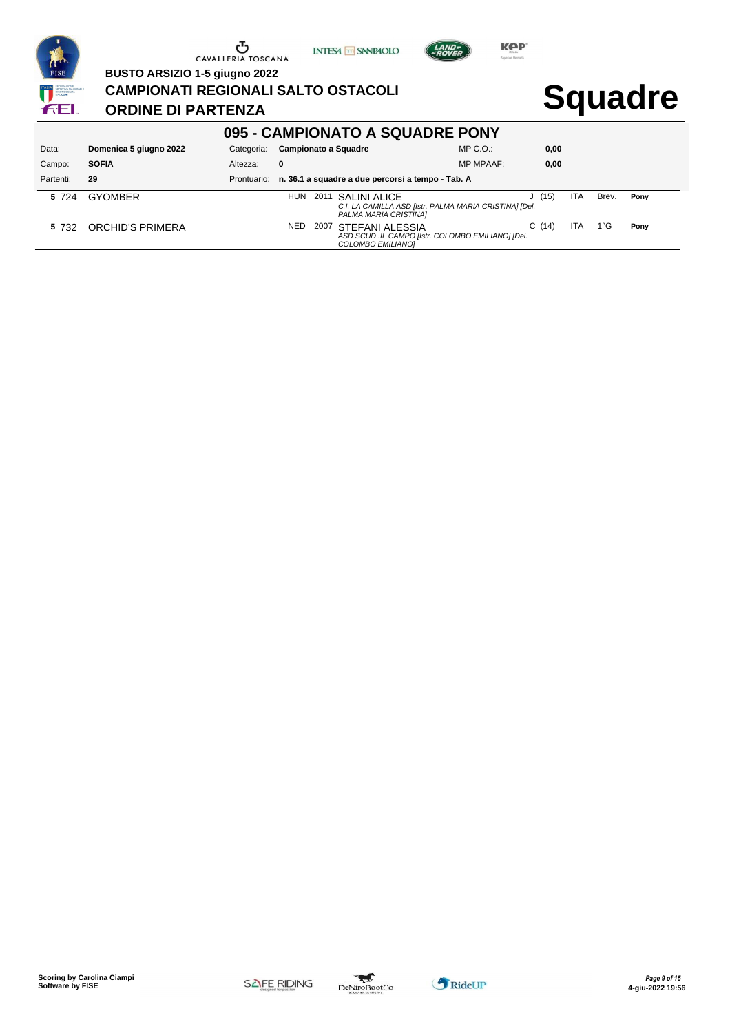BUSTO ARSIZIO 1-5 giugno 2022

# CAMPIONATI REGIONALI SALTO OSTACOLI

## ORDINE DI PARTENZA

# Squadre

## 095 - CAMPIONATO A SQUADRE PONY

| Data: | Domenica 5 giugno 2022 | Categoria: | Campionato a Squadre | MP C.O.: | 0,00 |
|---|---|---|---|---|---|
| Campo: | SOFIA | Altezza: | 0 | MP MPAAF: | 0,00 |
| Partenti: | 29 | Prontuario: | n. 36.1 a squadre a due percorsi a tempo - Tab. A | | |

| | N. | Cavallo | Naz. | Anno | Cavaliere | Cat. | Naz. | Brev. | Tipo |
|---|---|---|---|---|---|---|---|---|---|
| 5 | 724 | GYOMBER | HUN | 2011 | SALINI ALICE<br>*C.I. LA CAMILLA ASD [Istr. PALMA MARIA CRISTINA] [Del. PALMA MARIA CRISTINA]* | J (15) | ITA | Brev. | Pony |
| 5 | 732 | ORCHID'S PRIMERA | NED | 2007 | STEFANI ALESSIA<br>*ASD SCUD .IL CAMPO [Istr. COLOMBO EMILIANO] [Del. COLOMBO EMILIANO]* | C (14) | ITA | 1°G | Pony |

**Scoring by Carolina Ciampi**
**Software by FISE**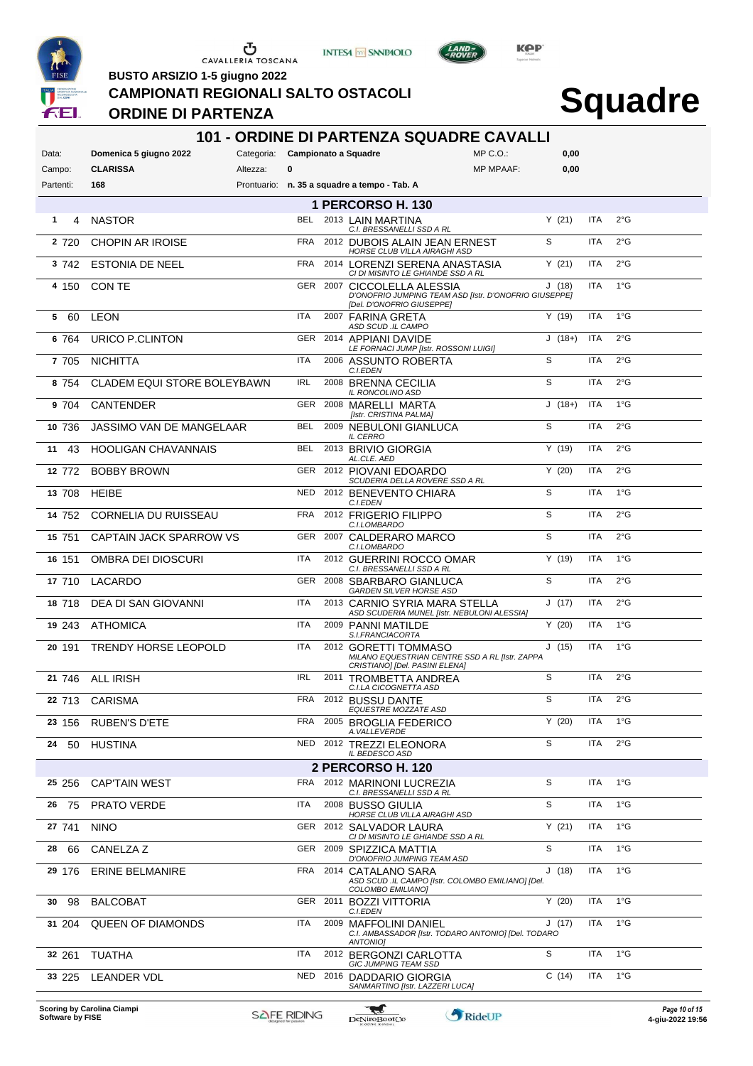BUSTO ARSIZIO 1-5 giugno 2022

# CAMPIONATI REGIONALI SALTO OSTACOLI

## ORDINE DI PARTENZA

# Squadre

## 101 - ORDINE DI PARTENZA SQUADRE CAVALLI

| | | | | | |
|---|---|---|---|---|---|
| Data: | Domenica 5 giugno 2022 | Categoria: | Campionato a Squadre | MP C.O.: | 0,00 |
| Campo: | CLARISSA | Altezza: | 0 | MP MPAAF: | 0,00 |
| Partenti: | 168 | Prontuario: | n. 35 a squadre a tempo - Tab. A | | |

### 1 PERCORSO H. 130

| Ord. | Testiera | Cavallo | Naz. | Anno | Cavaliere / Club | Cat. | Naz. | Grado |
|---|---|---|---|---|---|---|---|---|
| 1 | 4 | NASTOR | BEL | 2013 | LAIN MARTINA<br>*C.I. BRESSANELLI SSD A RL* | Y (21) | ITA | 2°G |
| 2 | 720 | CHOPIN AR IROISE | FRA | 2012 | DUBOIS ALAIN JEAN ERNEST<br>*HORSE CLUB VILLA AIRAGHI ASD* | S | ITA | 2°G |
| 3 | 742 | ESTONIA DE NEEL | FRA | 2014 | LORENZI SERENA ANASTASIA<br>*CI DI MISINTO LE GHIANDE SSD A RL* | Y (21) | ITA | 2°G |
| 4 | 150 | CON TE | GER | 2007 | CICCOLELLA ALESSIA<br>*D'ONOFRIO JUMPING TEAM ASD [Istr. D'ONOFRIO GIUSEPPE] [Del. D'ONOFRIO GIUSEPPE]* | J (18) | ITA | 1°G |
| 5 | 60 | LEON | ITA | 2007 | FARINA GRETA<br>*ASD SCUD .IL CAMPO* | Y (19) | ITA | 1°G |
| 6 | 764 | URICO P.CLINTON | GER | 2014 | APPIANI DAVIDE<br>*LE FORNACI JUMP [Istr. ROSSONI LUIGI]* | J (18+) | ITA | 2°G |
| 7 | 705 | NICHITTA | ITA | 2006 | ASSUNTO ROBERTA<br>*C.I.EDEN* | S | ITA | 2°G |
| 8 | 754 | CLADEM EQUI STORE BOLEYBAWN | IRL | 2008 | BRENNA CECILIA<br>*IL RONCOLINO ASD* | S | ITA | 2°G |
| 9 | 704 | CANTENDER | GER | 2008 | MARELLI MARTA<br>*[Istr. CRISTINA PALMA]* | J (18+) | ITA | 1°G |
| 10 | 736 | JASSIMO VAN DE MANGELAAR | BEL | 2009 | NEBULONI GIANLUCA<br>*IL CERRO* | S | ITA | 2°G |
| 11 | 43 | HOOLIGAN CHAVANNAIS | BEL | 2013 | BRIVIO GIORGIA<br>*AL.CLE. AED* | Y (19) | ITA | 2°G |
| 12 | 772 | BOBBY BROWN | GER | 2012 | PIOVANI EDOARDO<br>*SCUDERIA DELLA ROVERE SSD A RL* | Y (20) | ITA | 2°G |
| 13 | 708 | HEIBE | NED | 2012 | BENEVENTO CHIARA<br>*C.I.EDEN* | S | ITA | 1°G |
| 14 | 752 | CORNELIA DU RUISSEAU | FRA | 2012 | FRIGERIO FILIPPO<br>*C.I.LOMBARDO* | S | ITA | 2°G |
| 15 | 751 | CAPTAIN JACK SPARROW VS | GER | 2007 | CALDERARO MARCO<br>*C.I.LOMBARDO* | S | ITA | 2°G |
| 16 | 151 | OMBRA DEI DIOSCURI | ITA | 2012 | GUERRINI ROCCO OMAR<br>*C.I. BRESSANELLI SSD A RL* | Y (19) | ITA | 1°G |
| 17 | 710 | LACARDO | GER | 2008 | SBARBARO GIANLUCA<br>*GARDEN SILVER HORSE ASD* | S | ITA | 2°G |
| 18 | 718 | DEA DI SAN GIOVANNI | ITA | 2013 | CARNIO SYRIA MARA STELLA<br>*ASD SCUDERIA MUNEL [Istr. NEBULONI ALESSIA]* | J (17) | ITA | 2°G |
| 19 | 243 | ATHOMICA | ITA | 2009 | PANNI MATILDE<br>*S.I.FRANCIACORTA* | Y (20) | ITA | 1°G |
| 20 | 191 | TRENDY HORSE LEOPOLD | ITA | 2012 | GORETTI TOMMASO<br>*MILANO EQUESTRIAN CENTRE SSD A RL [Istr. ZAPPA CRISTIANO] [Del. PASINI ELENA]* | J (15) | ITA | 1°G |
| 21 | 746 | ALL IRISH | IRL | 2011 | TROMBETTA ANDREA<br>*C.I.LA CICOGNETTA ASD* | S | ITA | 2°G |
| 22 | 713 | CARISMA | FRA | 2012 | BUSSU DANTE<br>*EQUESTRE MOZZATE ASD* | S | ITA | 2°G |
| 23 | 156 | RUBEN'S D'ETE | FRA | 2005 | BROGLIA FEDERICO<br>*A.VALLEVERDE* | Y (20) | ITA | 1°G |
| 24 | 50 | HUSTINA | NED | 2012 | TREZZI ELEONORA<br>*IL BEDESCO ASD* | S | ITA | 2°G |

### 2 PERCORSO H. 120

| Ord. | Testiera | Cavallo | Naz. | Anno | Cavaliere / Club | Cat. | Naz. | Grado |
|---|---|---|---|---|---|---|---|---|
| 25 | 256 | CAP'TAIN WEST | FRA | 2012 | MARINONI LUCREZIA<br>*C.I. BRESSANELLI SSD A RL* | S | ITA | 1°G |
| 26 | 75 | PRATO VERDE | ITA | 2008 | BUSSO GIULIA<br>*HORSE CLUB VILLA AIRAGHI ASD* | S | ITA | 1°G |
| 27 | 741 | NINO | GER | 2012 | SALVADOR LAURA<br>*CI DI MISINTO LE GHIANDE SSD A RL* | Y (21) | ITA | 1°G |
| 28 | 66 | CANELZA Z | GER | 2009 | SPIZZICA MATTIA<br>*D'ONOFRIO JUMPING TEAM ASD* | S | ITA | 1°G |
| 29 | 176 | ERINE BELMANIRE | FRA | 2014 | CATALANO SARA<br>*ASD SCUD .IL CAMPO [Istr. COLOMBO EMILIANO] [Del. COLOMBO EMILIANO]* | J (18) | ITA | 1°G |
| 30 | 98 | BALCOBAT | GER | 2011 | BOZZI VITTORIA<br>*C.I.EDEN* | Y (20) | ITA | 1°G |
| 31 | 204 | QUEEN OF DIAMONDS | ITA | 2009 | MAFFOLINI DANIEL<br>*C.I. AMBASSADOR [Istr. TODARO ANTONIO] [Del. TODARO ANTONIO]* | J (17) | ITA | 1°G |
| 32 | 261 | TUATHA | ITA | 2012 | BERGONZI CARLOTTA<br>*GIC JUMPING TEAM SSD* | S | ITA | 1°G |
| 33 | 225 | LEANDER VDL | NED | 2016 | DADDARIO GIORGIA<br>*SANMARTINO [Istr. LAZZERI LUCA]* | C (14) | ITA | 1°G |

Scoring by Carolina Ciampi
Software by FISE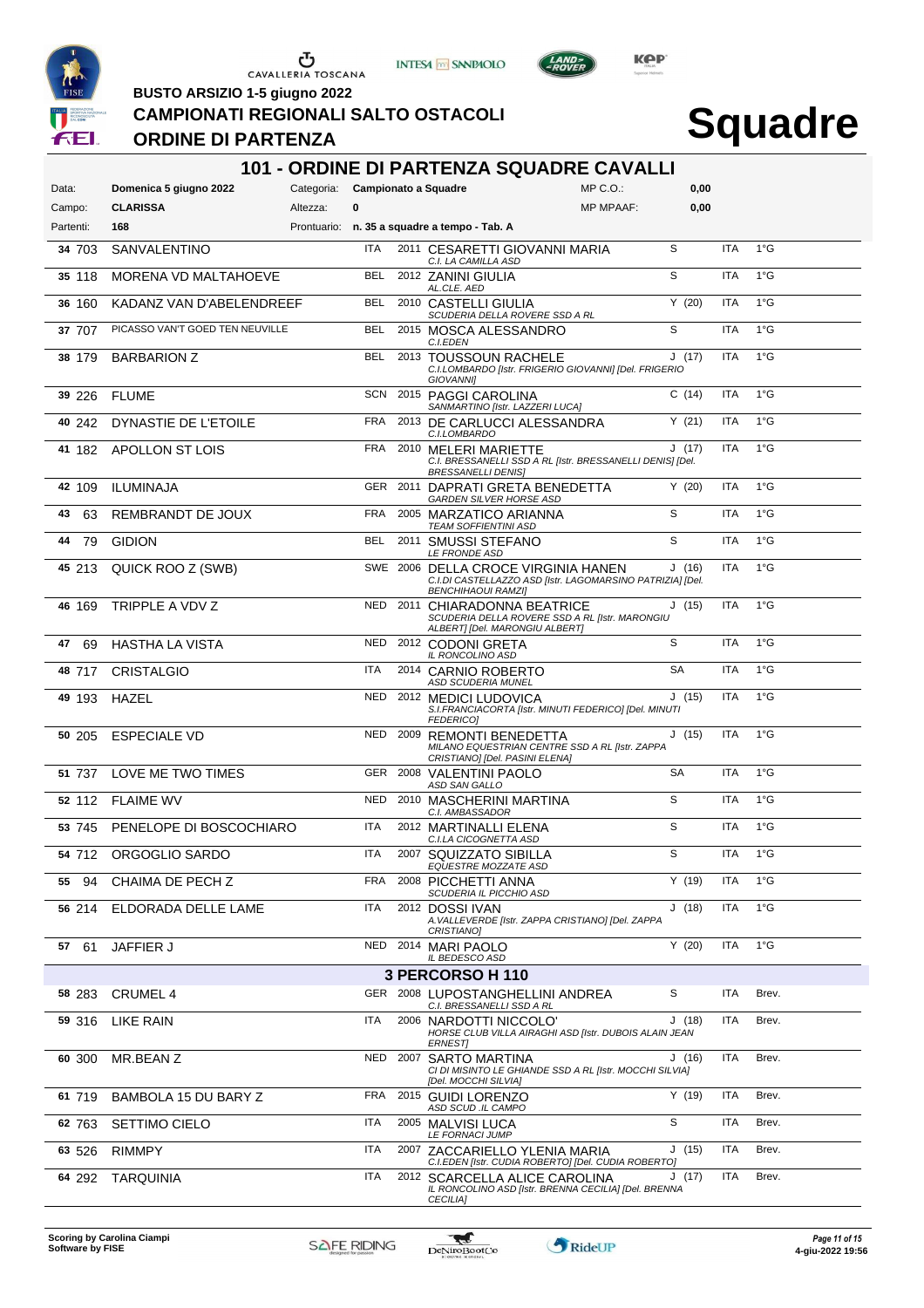# BUSTO ARSIZIO 1-5 giugno 2022
## CAMPIONATI REGIONALI SALTO OSTACOLI
## ORDINE DI PARTENZA

# Squadre

## 101 - ORDINE DI PARTENZA SQUADRE CAVALLI

| | | | | | |
|---|---|---|---|---|---|
| Data: | **Domenica 5 giugno 2022** | Categoria: | **Campionato a Squadre** | MP C.O.: | **0,00** |
| Campo: | **CLARISSA** | Altezza: | **0** | MP MPAAF: | **0,00** |
| Partenti: | **168** | Prontuario: | **n. 35 a squadre a tempo - Tab. A** | | |

| N. | Testiera | Cavallo | Naz. | Anno | Cavaliere / Circolo | Cat. | Naz. | Grado |
|---|---|---|---|---|---|---|---|---|
| 34 | 703 | SANVALENTINO | ITA | 2011 | CESARETTI GIOVANNI MARIA<br>*C.I. LA CAMILLA ASD* | S | ITA | 1°G |
| 35 | 118 | MORENA VD MALTAHOEVE | BEL | 2012 | ZANINI GIULIA<br>*AL.CLE. AED* | S | ITA | 1°G |
| 36 | 160 | KADANZ VAN D'ABELENDREEF | BEL | 2010 | CASTELLI GIULIA<br>*SCUDERIA DELLA ROVERE SSD A RL* | Y (20) | ITA | 1°G |
| 37 | 707 | PICASSO VAN'T GOED TEN NEUVILLE | BEL | 2015 | MOSCA ALESSANDRO<br>*C.I.EDEN* | S | ITA | 1°G |
| 38 | 179 | BARBARION Z | BEL | 2013 | TOUSSOUN RACHELE<br>*C.I.LOMBARDO [Istr. FRIGERIO GIOVANNI] [Del. FRIGERIO GIOVANNI]* | J (17) | ITA | 1°G |
| 39 | 226 | FLUME | SCN | 2015 | PAGGI CAROLINA<br>*SANMARTINO [Istr. LAZZERI LUCA]* | C (14) | ITA | 1°G |
| 40 | 242 | DYNASTIE DE L'ETOILE | FRA | 2013 | DE CARLUCCI ALESSANDRA<br>*C.I.LOMBARDO* | Y (21) | ITA | 1°G |
| 41 | 182 | APOLLON ST LOIS | FRA | 2010 | MELERI MARIETTE<br>*C.I. BRESSANELLI SSD A RL [Istr. BRESSANELLI DENIS] [Del. BRESSANELLI DENIS]* | J (17) | ITA | 1°G |
| 42 | 109 | ILUMINAJA | GER | 2011 | DAPRATI GRETA BENEDETTA<br>*GARDEN SILVER HORSE ASD* | Y (20) | ITA | 1°G |
| 43 | 63 | REMBRANDT DE JOUX | FRA | 2005 | MARZATICO ARIANNA<br>*TEAM SOFFIENTINI ASD* | S | ITA | 1°G |
| 44 | 79 | GIDION | BEL | 2011 | SMUSSI STEFANO<br>*LE FRONDE ASD* | S | ITA | 1°G |
| 45 | 213 | QUICK ROO Z (SWB) | SWE | 2006 | DELLA CROCE VIRGINIA HANEN<br>*C.I.DI CASTELLAZZO ASD [Istr. LAGOMARSINO PATRIZIA] [Del. BENCHIHAOUI RAMZI]* | J (16) | ITA | 1°G |
| 46 | 169 | TRIPPLE A VDV Z | NED | 2011 | CHIARADONNA BEATRICE<br>*SCUDERIA DELLA ROVERE SSD A RL [Istr. MARONGIU ALBERT] [Del. MARONGIU ALBERT]* | J (15) | ITA | 1°G |
| 47 | 69 | HASTHA LA VISTA | NED | 2012 | CODONI GRETA<br>*IL RONCOLINO ASD* | S | ITA | 1°G |
| 48 | 717 | CRISTALGIO | ITA | 2014 | CARNIO ROBERTO<br>*ASD SCUDERIA MUNEL* | SA | ITA | 1°G |
| 49 | 193 | HAZEL | NED | 2012 | MEDICI LUDOVICA<br>*S.I.FRANCIACORTA [Istr. MINUTI FEDERICO] [Del. MINUTI FEDERICO]* | J (15) | ITA | 1°G |
| 50 | 205 | ESPECIALE VD | NED | 2009 | REMONTI BENEDETTA<br>*MILANO EQUESTRIAN CENTRE SSD A RL [Istr. ZAPPA CRISTIANO] [Del. PASINI ELENA]* | J (15) | ITA | 1°G |
| 51 | 737 | LOVE ME TWO TIMES | GER | 2008 | VALENTINI PAOLO<br>*ASD SAN GALLO* | SA | ITA | 1°G |
| 52 | 112 | FLAIME WV | NED | 2010 | MASCHERINI MARTINA<br>*C.I. AMBASSADOR* | S | ITA | 1°G |
| 53 | 745 | PENELOPE DI BOSCOCHIARO | ITA | 2012 | MARTINALLI ELENA<br>*C.I.LA CICOGNETTA ASD* | S | ITA | 1°G |
| 54 | 712 | ORGOGLIO SARDO | ITA | 2007 | SQUIZZATO SIBILLA<br>*EQUESTRE MOZZATE ASD* | S | ITA | 1°G |
| 55 | 94 | CHAIMA DE PECH Z | FRA | 2008 | PICCHETTI ANNA<br>*SCUDERIA IL PICCHIO ASD* | Y (19) | ITA | 1°G |
| 56 | 214 | ELDORADA DELLE LAME | ITA | 2012 | DOSSI IVAN<br>*A.VALLEVERDE [Istr. ZAPPA CRISTIANO] [Del. ZAPPA CRISTIANO]* | J (18) | ITA | 1°G |
| 57 | 61 | JAFFIER J | NED | 2014 | MARI PAOLO<br>*IL BEDESCO ASD* | Y (20) | ITA | 1°G |
| | | **3 PERCORSO H 110** | | | | | | |
| 58 | 283 | CRUMEL 4 | GER | 2008 | LUPOSTANGHELLINI ANDREA<br>*C.I. BRESSANELLI SSD A RL* | S | ITA | Brev. |
| 59 | 316 | LIKE RAIN | ITA | 2006 | NARDOTTI NICCOLO'<br>*HORSE CLUB VILLA AIRAGHI ASD [Istr. DUBOIS ALAIN JEAN ERNEST]* | J (18) | ITA | Brev. |
| 60 | 300 | MR.BEAN Z | NED | 2007 | SARTO MARTINA<br>*CI DI MISINTO LE GHIANDE SSD A RL [Istr. MOCCHI SILVIA] [Del. MOCCHI SILVIA]* | J (16) | ITA | Brev. |
| 61 | 719 | BAMBOLA 15 DU BARY Z | FRA | 2015 | GUIDI LORENZO<br>*ASD SCUD .IL CAMPO* | Y (19) | ITA | Brev. |
| 62 | 763 | SETTIMO CIELO | ITA | 2005 | MALVISI LUCA<br>*LE FORNACI JUMP* | S | ITA | Brev. |
| 63 | 526 | RIMMPY | ITA | 2007 | ZACCARIELLO YLENIA MARIA<br>*C.I.EDEN [Istr. CUDIA ROBERTO] [Del. CUDIA ROBERTO]* | J (15) | ITA | Brev. |
| 64 | 292 | TARQUINIA | ITA | 2012 | SCARCELLA ALICE CAROLINA<br>*IL RONCOLINO ASD [Istr. BRENNA CECILIA] [Del. BRENNA CECILIA]* | J (17) | ITA | Brev. |

Scoring by Carolina Ciampi
Software by FISE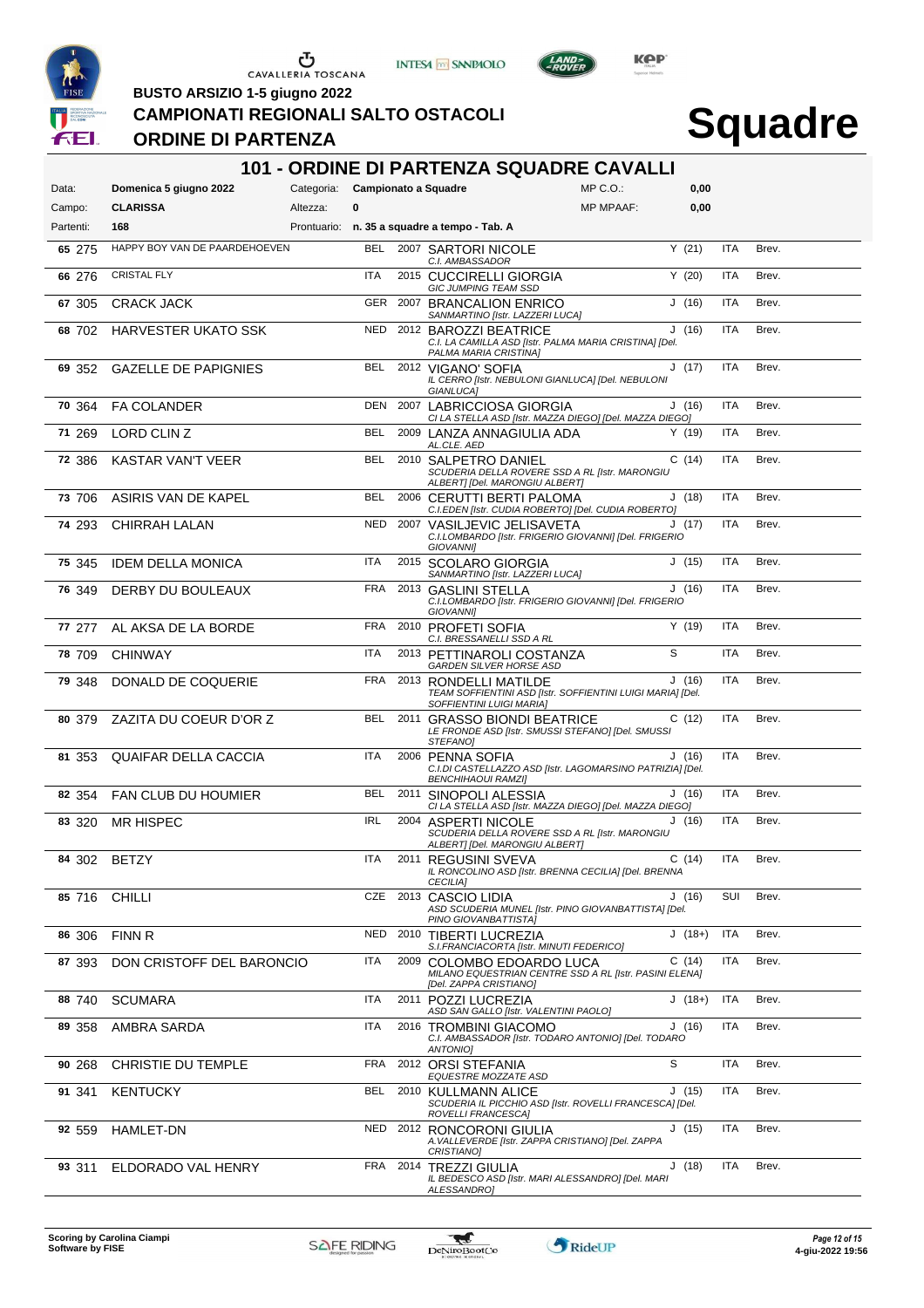BUSTO ARSIZIO 1-5 giugno 2022

# CAMPIONATI REGIONALI SALTO OSTACOLI

## ORDINE DI PARTENZA

# Squadre

## 101 - ORDINE DI PARTENZA SQUADRE CAVALLI

| Data: | Domenica 5 giugno 2022 | Categoria: | Campionato a Squadre | MP C.O.: | 0,00 |
|---|---|---|---|---|---|
| Campo: | **CLARISSA** | Altezza: | 0 | MP MPAAF: | 0,00 |
| Partenti: | 168 | Prontuario: | n. 35 a squadre a tempo - Tab. A | | |

| N. | Testiera | Cavallo | Naz. | Anno | Cavaliere / Società | Cat. | Naz. | Brev. |
|---|---|---|---|---|---|---|---|---|
| 65 | 275 | HAPPY BOY VAN DE PAARDEHOEVEN | BEL | 2007 | SARTORI NICOLE<br>*C.I. AMBASSADOR* | Y (21) | ITA | Brev. |
| 66 | 276 | CRISTAL FLY | ITA | 2015 | CUCCIRELLI GIORGIA<br>*GIC JUMPING TEAM SSD* | Y (20) | ITA | Brev. |
| 67 | 305 | CRACK JACK | GER | 2007 | BRANCALION ENRICO<br>*SANMARTINO [Istr. LAZZERI LUCA]* | J (16) | ITA | Brev. |
| 68 | 702 | HARVESTER UKATO SSK | NED | 2012 | BAROZZI BEATRICE<br>*C.I. LA CAMILLA ASD [Istr. PALMA MARIA CRISTINA] [Del. PALMA MARIA CRISTINA]* | J (16) | ITA | Brev. |
| 69 | 352 | GAZELLE DE PAPIGNIES | BEL | 2012 | VIGANO' SOFIA<br>*IL CERRO [Istr. NEBULONI GIANLUCA] [Del. NEBULONI GIANLUCA]* | J (17) | ITA | Brev. |
| 70 | 364 | FA COLANDER | DEN | 2007 | LABRICCIOSA GIORGIA<br>*CI LA STELLA ASD [Istr. MAZZA DIEGO] [Del. MAZZA DIEGO]* | J (16) | ITA | Brev. |
| 71 | 269 | LORD CLIN Z | BEL | 2009 | LANZA ANNAGIULIA ADA<br>*AL.CLE. AED* | Y (19) | ITA | Brev. |
| 72 | 386 | KASTAR VAN'T VEER | BEL | 2010 | SALPETRO DANIEL<br>*SCUDERIA DELLA ROVERE SSD A RL [Istr. MARONGIU ALBERT] [Del. MARONGIU ALBERT]* | C (14) | ITA | Brev. |
| 73 | 706 | ASIRIS VAN DE KAPEL | BEL | 2006 | CERUTTI BERTI PALOMA<br>*C.I.EDEN [Istr. CUDIA ROBERTO] [Del. CUDIA ROBERTO]* | J (18) | ITA | Brev. |
| 74 | 293 | CHIRRAH LALAN | NED | 2007 | VASILJEVIC JELISAVETA<br>*C.I.LOMBARDO [Istr. FRIGERIO GIOVANNI] [Del. FRIGERIO GIOVANNI]* | J (17) | ITA | Brev. |
| 75 | 345 | IDEM DELLA MONICA | ITA | 2015 | SCOLARO GIORGIA<br>*SANMARTINO [Istr. LAZZERI LUCA]* | J (15) | ITA | Brev. |
| 76 | 349 | DERBY DU BOULEAUX | FRA | 2013 | GASLINI STELLA<br>*C.I.LOMBARDO [Istr. FRIGERIO GIOVANNI] [Del. FRIGERIO GIOVANNI]* | J (16) | ITA | Brev. |
| 77 | 277 | AL AKSA DE LA BORDE | FRA | 2010 | PROFETI SOFIA<br>*C.I. BRESSANELLI SSD A RL* | Y (19) | ITA | Brev. |
| 78 | 709 | CHINWAY | ITA | 2013 | PETTINAROLI COSTANZA<br>*GARDEN SILVER HORSE ASD* | S | ITA | Brev. |
| 79 | 348 | DONALD DE COQUERIE | FRA | 2013 | RONDELLI MATILDE<br>*TEAM SOFFIENTINI ASD [Istr. SOFFIENTINI LUIGI MARIA] [Del. SOFFIENTINI LUIGI MARIA]* | J (16) | ITA | Brev. |
| 80 | 379 | ZAZITA DU COEUR D'OR Z | BEL | 2011 | GRASSO BIONDI BEATRICE<br>*LE FRONDE ASD [Istr. SMUSSI STEFANO] [Del. SMUSSI STEFANO]* | C (12) | ITA | Brev. |
| 81 | 353 | QUAIFAR DELLA CACCIA | ITA | 2006 | PENNA SOFIA<br>*C.I.DI CASTELLAZZO ASD [Istr. LAGOMARSINO PATRIZIA] [Del. BENCHIHAOUI RAMZI]* | J (16) | ITA | Brev. |
| 82 | 354 | FAN CLUB DU HOUMIER | BEL | 2011 | SINOPOLI ALESSIA<br>*CI LA STELLA ASD [Istr. MAZZA DIEGO] [Del. MAZZA DIEGO]* | J (16) | ITA | Brev. |
| 83 | 320 | MR HISPEC | IRL | 2004 | ASPERTI NICOLE<br>*SCUDERIA DELLA ROVERE SSD A RL [Istr. MARONGIU ALBERT] [Del. MARONGIU ALBERT]* | J (16) | ITA | Brev. |
| 84 | 302 | BETZY | ITA | 2011 | REGUSINI SVEVA<br>*IL RONCOLINO ASD [Istr. BRENNA CECILIA] [Del. BRENNA CECILIA]* | C (14) | ITA | Brev. |
| 85 | 716 | CHILLI | CZE | 2013 | CASCIO LIDIA<br>*ASD SCUDERIA MUNEL [Istr. PINO GIOVANBATTISTA] [Del. PINO GIOVANBATTISTA]* | J (16) | SUI | Brev. |
| 86 | 306 | FINN R | NED | 2010 | TIBERTI LUCREZIA<br>*S.I.FRANCIACORTA [Istr. MINUTI FEDERICO]* | J (18+) | ITA | Brev. |
| 87 | 393 | DON CRISTOFF DEL BARONCIO | ITA | 2009 | COLOMBO EDOARDO LUCA<br>*MILANO EQUESTRIAN CENTRE SSD A RL [Istr. PASINI ELENA] [Del. ZAPPA CRISTIANO]* | C (14) | ITA | Brev. |
| 88 | 740 | SCUMARA | ITA | 2011 | POZZI LUCREZIA<br>*ASD SAN GALLO [Istr. VALENTINI PAOLO]* | J (18+) | ITA | Brev. |
| 89 | 358 | AMBRA SARDA | ITA | 2016 | TROMBINI GIACOMO<br>*C.I. AMBASSADOR [Istr. TODARO ANTONIO] [Del. TODARO ANTONIO]* | J (16) | ITA | Brev. |
| 90 | 268 | CHRISTIE DU TEMPLE | FRA | 2012 | ORSI STEFANIA<br>*EQUESTRE MOZZATE ASD* | S | ITA | Brev. |
| 91 | 341 | KENTUCKY | BEL | 2010 | KULLMANN ALICE<br>*SCUDERIA IL PICCHIO ASD [Istr. ROVELLI FRANCESCA] [Del. ROVELLI FRANCESCA]* | J (15) | ITA | Brev. |
| 92 | 559 | HAMLET-DN | NED | 2012 | RONCORONI GIULIA<br>*A.VALLEVERDE [Istr. ZAPPA CRISTIANO] [Del. ZAPPA CRISTIANO]* | J (15) | ITA | Brev. |
| 93 | 311 | ELDORADO VAL HENRY | FRA | 2014 | TREZZI GIULIA<br>*IL BEDESCO ASD [Istr. MARI ALESSANDRO] [Del. MARI ALESSANDRO]* | J (18) | ITA | Brev. |

Scoring by Carolina Ciampi
Software by FISE

4-giu-2022 19:56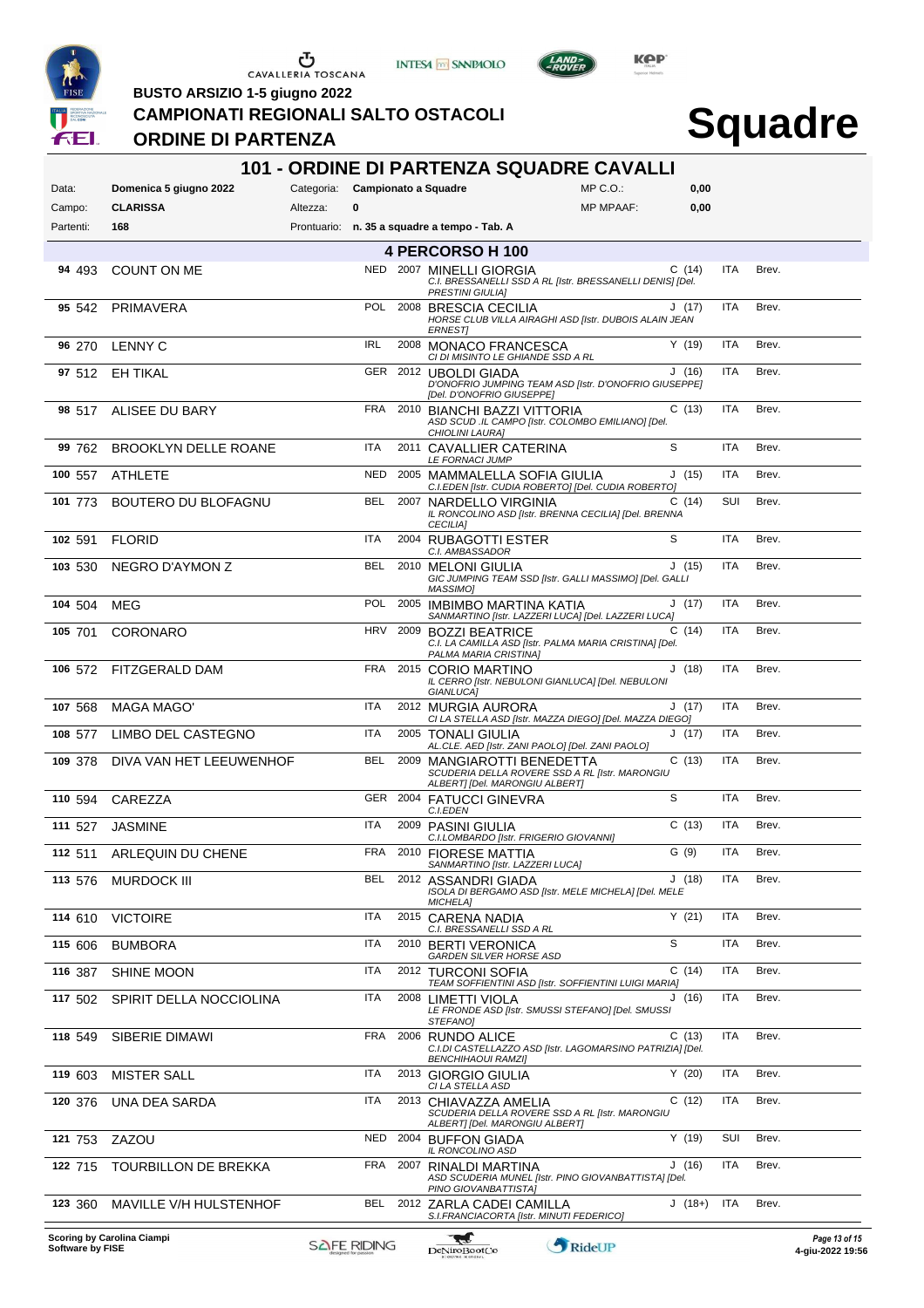BUSTO ARSIZIO 1-5 giugno 2022

**CAMPIONATI REGIONALI SALTO OSTACOLI**

**ORDINE DI PARTENZA**

# Squadre

## 101 - ORDINE DI PARTENZA SQUADRE CAVALLI

| | | | | | |
|---|---|---|---|---|---|
| Data: | **Domenica 5 giugno 2022** | Categoria: | **Campionato a Squadre** | MP C.O.: | **0,00** |
| Campo: | **CLARISSA** | Altezza: | **0** | MP MPAAF: | **0,00** |
| Partenti: | **168** | Prontuario: | **n. 35 a squadre a tempo - Tab. A** | | |

### 4 PERCORSO H 100

| N. | Pett. | Cavallo | Naz. | Anno | Cavaliere | Cat. | Naz. | Pat. |
|---|---|---|---|---|---|---|---|---|
| 94 | 493 | COUNT ON ME | NED | 2007 | MINELLI GIORGIA<br>*C.I. BRESSANELLI SSD A RL [Istr. BRESSANELLI DENIS] [Del. PRESTINI GIULIA]* | C (14) | ITA | Brev. |
| 95 | 542 | PRIMAVERA | POL | 2008 | BRESCIA CECILIA<br>*HORSE CLUB VILLA AIRAGHI ASD [Istr. DUBOIS ALAIN JEAN ERNEST]* | J (17) | ITA | Brev. |
| 96 | 270 | LENNY C | IRL | 2008 | MONACO FRANCESCA<br>*CI DI MISINTO LE GHIANDE SSD A RL* | Y (19) | ITA | Brev. |
| 97 | 512 | EH TIKAL | GER | 2012 | UBOLDI GIADA<br>*D'ONOFRIO JUMPING TEAM ASD [Istr. D'ONOFRIO GIUSEPPE] [Del. D'ONOFRIO GIUSEPPE]* | J (16) | ITA | Brev. |
| 98 | 517 | ALISEE DU BARY | FRA | 2010 | BIANCHI BAZZI VITTORIA<br>*ASD SCUD .IL CAMPO [Istr. COLOMBO EMILIANO] [Del. CHIOLINI LAURA]* | C (13) | ITA | Brev. |
| 99 | 762 | BROOKLYN DELLE ROANE | ITA | 2011 | CAVALLIER CATERINA<br>*LE FORNACI JUMP* | S | ITA | Brev. |
| 100 | 557 | ATHLETE | NED | 2005 | MAMMALELLA SOFIA GIULIA<br>*C.I.EDEN [Istr. CUDIA ROBERTO] [Del. CUDIA ROBERTO]* | J (15) | ITA | Brev. |
| 101 | 773 | BOUTERO DU BLOFAGNU | BEL | 2007 | NARDELLO VIRGINIA<br>*IL RONCOLINO ASD [Istr. BRENNA CECILIA] [Del. BRENNA CECILIA]* | C (14) | SUI | Brev. |
| 102 | 591 | FLORID | ITA | 2004 | RUBAGOTTI ESTER<br>*C.I. AMBASSADOR* | S | ITA | Brev. |
| 103 | 530 | NEGRO D'AYMON Z | BEL | 2010 | MELONI GIULIA<br>*GIC JUMPING TEAM SSD [Istr. GALLI MASSIMO] [Del. GALLI MASSIMO]* | J (15) | ITA | Brev. |
| 104 | 504 | MEG | POL | 2005 | IMBIMBO MARTINA KATIA<br>*SANMARTINO [Istr. LAZZERI LUCA] [Del. LAZZERI LUCA]* | J (17) | ITA | Brev. |
| 105 | 701 | CORONARO | HRV | 2009 | BOZZI BEATRICE<br>*C.I. LA CAMILLA ASD [Istr. PALMA MARIA CRISTINA] [Del. PALMA MARIA CRISTINA]* | C (14) | ITA | Brev. |
| 106 | 572 | FITZGERALD DAM | FRA | 2015 | CORIO MARTINO<br>*IL CERRO [Istr. NEBULONI GIANLUCA] [Del. NEBULONI GIANLUCA]* | J (18) | ITA | Brev. |
| 107 | 568 | MAGA MAGO' | ITA | 2012 | MURGIA AURORA<br>*CI LA STELLA ASD [Istr. MAZZA DIEGO] [Del. MAZZA DIEGO]* | J (17) | ITA | Brev. |
| 108 | 577 | LIMBO DEL CASTEGNO | ITA | 2005 | TONALI GIULIA<br>*AL.CLE. AED [Istr. ZANI PAOLO] [Del. ZANI PAOLO]* | J (17) | ITA | Brev. |
| 109 | 378 | DIVA VAN HET LEEUWENHOF | BEL | 2009 | MANGIAROTTI BENEDETTA<br>*SCUDERIA DELLA ROVERE SSD A RL [Istr. MARONGIU ALBERT] [Del. MARONGIU ALBERT]* | C (13) | ITA | Brev. |
| 110 | 594 | CAREZZA | GER | 2004 | FATUCCI GINEVRA<br>*C.I.EDEN* | S | ITA | Brev. |
| 111 | 527 | JASMINE | ITA | 2009 | PASINI GIULIA<br>*C.I.LOMBARDO [Istr. FRIGERIO GIOVANNI]* | C (13) | ITA | Brev. |
| 112 | 511 | ARLEQUIN DU CHENE | FRA | 2010 | FIORESE MATTIA<br>*SANMARTINO [Istr. LAZZERI LUCA]* | G (9) | ITA | Brev. |
| 113 | 576 | MURDOCK III | BEL | 2012 | ASSANDRI GIADA<br>*ISOLA DI BERGAMO ASD [Istr. MELE MICHELA] [Del. MELE MICHELA]* | J (18) | ITA | Brev. |
| 114 | 610 | VICTOIRE | ITA | 2015 | CARENA NADIA<br>*C.I. BRESSANELLI SSD A RL* | Y (21) | ITA | Brev. |
| 115 | 606 | BUMBORA | ITA | 2010 | BERTI VERONICA<br>*GARDEN SILVER HORSE ASD* | S | ITA | Brev. |
| 116 | 387 | SHINE MOON | ITA | 2012 | TURCONI SOFIA<br>*TEAM SOFFIENTINI ASD [Istr. SOFFIENTINI LUIGI MARIA]* | C (14) | ITA | Brev. |
| 117 | 502 | SPIRIT DELLA NOCCIOLINA | ITA | 2008 | LIMETTI VIOLA<br>*LE FRONDE ASD [Istr. SMUSSI STEFANO] [Del. SMUSSI STEFANO]* | J (16) | ITA | Brev. |
| 118 | 549 | SIBERIE DIMAWI | FRA | 2006 | RUNDO ALICE<br>*C.I.DI CASTELLAZZO ASD [Istr. LAGOMARSINO PATRIZIA] [Del. BENCHIHAOUI RAMZI]* | C (13) | ITA | Brev. |
| 119 | 603 | MISTER SALL | ITA | 2013 | GIORGIO GIULIA<br>*CI LA STELLA ASD* | Y (20) | ITA | Brev. |
| 120 | 376 | UNA DEA SARDA | ITA | 2013 | CHIAVAZZA AMELIA<br>*SCUDERIA DELLA ROVERE SSD A RL [Istr. MARONGIU ALBERT] [Del. MARONGIU ALBERT]* | C (12) | ITA | Brev. |
| 121 | 753 | ZAZOU | NED | 2004 | BUFFON GIADA<br>*IL RONCOLINO ASD* | Y (19) | SUI | Brev. |
| 122 | 715 | TOURBILLON DE BREKKA | FRA | 2007 | RINALDI MARTINA<br>*ASD SCUDERIA MUNEL [Istr. PINO GIOVANBATTISTA] [Del. PINO GIOVANBATTISTA]* | J (16) | ITA | Brev. |
| 123 | 360 | MAVILLE V/H HULSTENHOF | BEL | 2012 | ZARLA CADEI CAMILLA<br>*S.I.FRANCIACORTA [Istr. MINUTI FEDERICO]* | J (18+) | ITA | Brev. |

Scoring by Carolina Ciampi
Software by FISE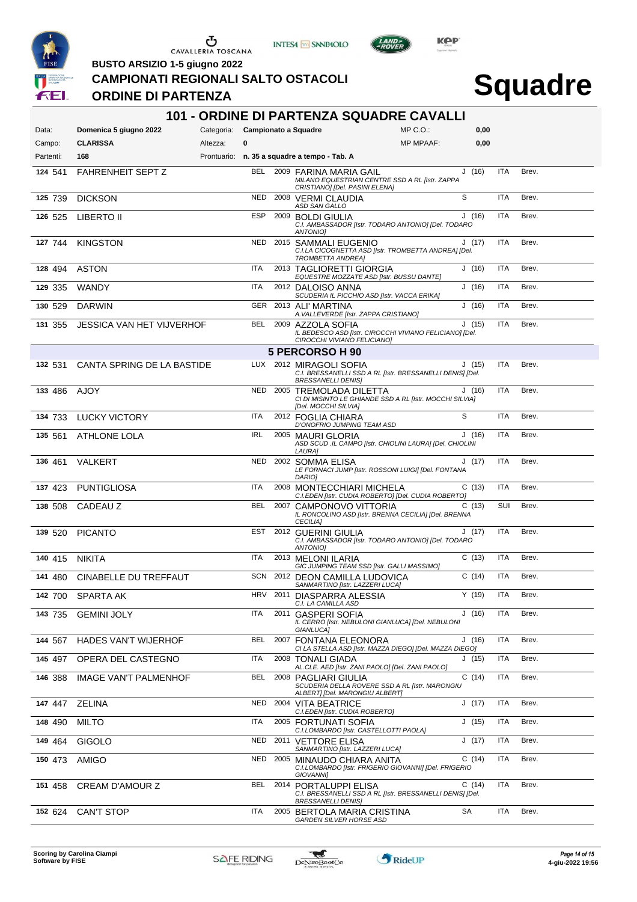BUSTO ARSIZIO 1-5 giugno 2022

# CAMPIONATI REGIONALI SALTO OSTACOLI

## ORDINE DI PARTENZA

# Squadre

## 101 - ORDINE DI PARTENZA SQUADRE CAVALLI

| | | | | | |
|---|---|---|---|---|---|
| Data: | **Domenica 5 giugno 2022** | Categoria: | **Campionato a Squadre** | MP C.O.: | **0,00** |
| Campo: | **CLARISSA** | Altezza: | **0** | MP MPAAF: | **0,00** |
| Partenti: | **168** | Prontuario: | **n. 35 a squadre a tempo - Tab. A** | | |

| N. | Testiera | Cavallo | Naz. | Anno | Cavaliere | Cat. | Naz. | Patente |
|---|---|---|---|---|---|---|---|---|
| **124** | 541 | FAHRENHEIT SEPT Z | BEL | 2009 | FARINA MARIA GAIL<br>*MILANO EQUESTRIAN CENTRE SSD A RL [Istr. ZAPPA CRISTIANO] [Del. PASINI ELENA]* | J (16) | ITA | Brev. |
| **125** | 739 | DICKSON | NED | 2008 | VERMI CLAUDIA<br>*ASD SAN GALLO* | S | ITA | Brev. |
| **126** | 525 | LIBERTO II | ESP | 2009 | BOLDI GIULIA<br>*C.I. AMBASSADOR [Istr. TODARO ANTONIO] [Del. TODARO ANTONIO]* | J (16) | ITA | Brev. |
| **127** | 744 | KINGSTON | NED | 2015 | SAMMALI EUGENIO<br>*C.I.LA CICOGNETTA ASD [Istr. TROMBETTA ANDREA] [Del. TROMBETTA ANDREA]* | J (17) | ITA | Brev. |
| **128** | 494 | ASTON | ITA | 2013 | TAGLIORETTI GIORGIA<br>*EQUESTRE MOZZATE ASD [Istr. BUSSU DANTE]* | J (16) | ITA | Brev. |
| **129** | 335 | WANDY | ITA | 2012 | DALOISO ANNA<br>*SCUDERIA IL PICCHIO ASD [Istr. VACCA ERIKA]* | J (16) | ITA | Brev. |
| **130** | 529 | DARWIN | GER | 2013 | ALI' MARTINA<br>*A.VALLEVERDE [Istr. ZAPPA CRISTIANO]* | J (16) | ITA | Brev. |
| **131** | 355 | JESSICA VAN HET VIJVERHOF | BEL | 2009 | AZZOLA SOFIA<br>*IL BEDESCO ASD [Istr. CIROCCHI VIVIANO FELICIANO] [Del. CIROCCHI VIVIANO FELICIANO]* | J (15) | ITA | Brev. |
| | | **5 PERCORSO H 90** | | | | | | |
| **132** | 531 | CANTA SPRING DE LA BASTIDE | LUX | 2012 | MIRAGOLI SOFIA<br>*C.I. BRESSANELLI SSD A RL [Istr. BRESSANELLI DENIS] [Del. BRESSANELLI DENIS]* | J (15) | ITA | Brev. |
| **133** | 486 | AJOY | NED | 2005 | TREMOLADA DILETTA<br>*CI DI MISINTO LE GHIANDE SSD A RL [Istr. MOCCHI SILVIA] [Del. MOCCHI SILVIA]* | J (16) | ITA | Brev. |
| **134** | 733 | LUCKY VICTORY | ITA | 2012 | FOGLIA CHIARA<br>*D'ONOFRIO JUMPING TEAM ASD* | S | ITA | Brev. |
| **135** | 561 | ATHLONE LOLA | IRL | 2005 | MAURI GLORIA<br>*ASD SCUD .IL CAMPO [Istr. CHIOLINI LAURA] [Del. CHIOLINI LAURA]* | J (16) | ITA | Brev. |
| **136** | 461 | VALKERT | NED | 2002 | SOMMA ELISA<br>*LE FORNACI JUMP [Istr. ROSSONI LUIGI] [Del. FONTANA DARIO]* | J (17) | ITA | Brev. |
| **137** | 423 | PUNTIGLIOSA | ITA | 2008 | MONTECCHIARI MICHELA<br>*C.I.EDEN [Istr. CUDIA ROBERTO] [Del. CUDIA ROBERTO]* | C (13) | ITA | Brev. |
| **138** | 508 | CADEAU Z | BEL | 2007 | CAMPONOVO VITTORIA<br>*IL RONCOLINO ASD [Istr. BRENNA CECILIA] [Del. BRENNA CECILIA]* | C (13) | SUI | Brev. |
| **139** | 520 | PICANTO | EST | 2012 | GUERINI GIULIA<br>*C.I. AMBASSADOR [Istr. TODARO ANTONIO] [Del. TODARO ANTONIO]* | J (17) | ITA | Brev. |
| **140** | 415 | NIKITA | ITA | 2013 | MELONI ILARIA<br>*GIC JUMPING TEAM SSD [Istr. GALLI MASSIMO]* | C (13) | ITA | Brev. |
| **141** | 480 | CINABELLE DU TREFFAUT | SCN | 2012 | DEON CAMILLA LUDOVICA<br>*SANMARTINO [Istr. LAZZERI LUCA]* | C (14) | ITA | Brev. |
| **142** | 700 | SPARTA AK | HRV | 2011 | DIASPARRA ALESSIA<br>*C.I. LA CAMILLA ASD* | Y (19) | ITA | Brev. |
| **143** | 735 | GEMINI JOLY | ITA | 2011 | GASPERI SOFIA<br>*IL CERRO [Istr. NEBULONI GIANLUCA] [Del. NEBULONI GIANLUCA]* | J (16) | ITA | Brev. |
| **144** | 567 | HADES VAN'T WIJERHOF | BEL | 2007 | FONTANA ELEONORA<br>*CI LA STELLA ASD [Istr. MAZZA DIEGO] [Del. MAZZA DIEGO]* | J (16) | ITA | Brev. |
| **145** | 497 | OPERA DEL CASTEGNO | ITA | 2008 | TONALI GIADA<br>*AL.CLE. AED [Istr. ZANI PAOLO] [Del. ZANI PAOLO]* | J (15) | ITA | Brev. |
| **146** | 388 | IMAGE VAN'T PALMENHOF | BEL | 2008 | PAGLIARI GIULIA<br>*SCUDERIA DELLA ROVERE SSD A RL [Istr. MARONGIU ALBERT] [Del. MARONGIU ALBERT]* | C (14) | ITA | Brev. |
| **147** | 447 | ZELINA | NED | 2004 | VITA BEATRICE<br>*C.I.EDEN [Istr. CUDIA ROBERTO]* | J (17) | ITA | Brev. |
| **148** | 490 | MILTO | ITA | 2005 | FORTUNATI SOFIA<br>*C.I.LOMBARDO [Istr. CASTELLOTTI PAOLA]* | J (15) | ITA | Brev. |
| **149** | 464 | GIGOLO | NED | 2011 | VETTORE ELISA<br>*SANMARTINO [Istr. LAZZERI LUCA]* | J (17) | ITA | Brev. |
| **150** | 473 | AMIGO | NED | 2005 | MINAUDO CHIARA ANITA<br>*C.I.LOMBARDO [Istr. FRIGERIO GIOVANNI] [Del. FRIGERIO GIOVANNI]* | C (14) | ITA | Brev. |
| **151** | 458 | CREAM D'AMOUR Z | BEL | 2014 | PORTALUPPI ELISA<br>*C.I. BRESSANELLI SSD A RL [Istr. BRESSANELLI DENIS] [Del. BRESSANELLI DENIS]* | C (14) | ITA | Brev. |
| **152** | 624 | CAN'T STOP | ITA | 2005 | BERTOLA MARIA CRISTINA<br>*GARDEN SILVER HORSE ASD* | SA | ITA | Brev. |

Scoring by Carolina Ciampi
Software by FISE

4-giu-2022 19:56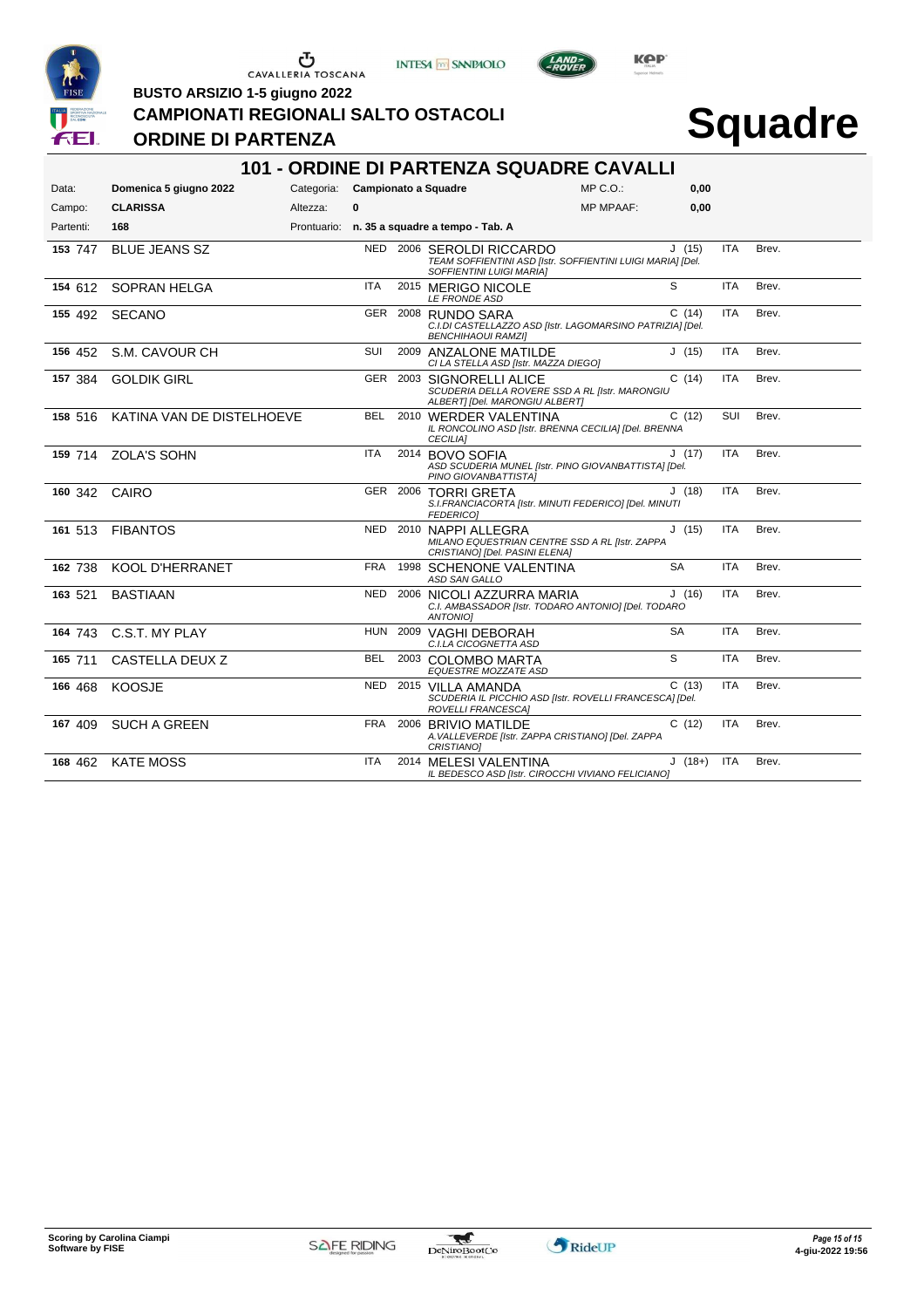BUSTO ARSIZIO 1-5 giugno 2022

# CAMPIONATI REGIONALI SALTO OSTACOLI

## ORDINE DI PARTENZA

# Squadre

## 101 - ORDINE DI PARTENZA SQUADRE CAVALLI

| | | | | | |
|---|---|---|---|---|---|
| Data: | **Domenica 5 giugno 2022** | Categoria: | **Campionato a Squadre** | MP C.O.: | **0,00** |
| Campo: | **CLARISSA** | Altezza: | **0** | MP MPAAF: | **0,00** |
| Partenti: | **168** | Prontuario: | **n. 35 a squadre a tempo - Tab. A** | | |

| | | | | | | | | | |
|---|---|---|---|---|---|---|---|---|---|
| **153** | 747 | BLUE JEANS SZ | NED | 2006 | SEROLDI RICCARDO<br>*TEAM SOFFIENTINI ASD [Istr. SOFFIENTINI LUIGI MARIA] [Del. SOFFIENTINI LUIGI MARIA]* | J (15) | ITA | Brev. |
| **154** | 612 | SOPRAN HELGA | ITA | 2015 | MERIGO NICOLE<br>*LE FRONDE ASD* | S | ITA | Brev. |
| **155** | 492 | SECANO | GER | 2008 | RUNDO SARA<br>*C.I.DI CASTELLAZZO ASD [Istr. LAGOMARSINO PATRIZIA] [Del. BENCHIHAOUI RAMZI]* | C (14) | ITA | Brev. |
| **156** | 452 | S.M. CAVOUR CH | SUI | 2009 | ANZALONE MATILDE<br>*CI LA STELLA ASD [Istr. MAZZA DIEGO]* | J (15) | ITA | Brev. |
| **157** | 384 | GOLDIK GIRL | GER | 2003 | SIGNORELLI ALICE<br>*SCUDERIA DELLA ROVERE SSD A RL [Istr. MARONGIU ALBERT] [Del. MARONGIU ALBERT]* | C (14) | ITA | Brev. |
| **158** | 516 | KATINA VAN DE DISTELHOEVE | BEL | 2010 | WERDER VALENTINA<br>*IL RONCOLINO ASD [Istr. BRENNA CECILIA] [Del. BRENNA CECILIA]* | C (12) | SUI | Brev. |
| **159** | 714 | ZOLA'S SOHN | ITA | 2014 | BOVO SOFIA<br>*ASD SCUDERIA MUNEL [Istr. PINO GIOVANBATTISTA] [Del. PINO GIOVANBATTISTA]* | J (17) | ITA | Brev. |
| **160** | 342 | CAIRO | GER | 2006 | TORRI GRETA<br>*S.I.FRANCIACORTA [Istr. MINUTI FEDERICO] [Del. MINUTI FEDERICO]* | J (18) | ITA | Brev. |
| **161** | 513 | FIBANTOS | NED | 2010 | NAPPI ALLEGRA<br>*MILANO EQUESTRIAN CENTRE SSD A RL [Istr. ZAPPA CRISTIANO] [Del. PASINI ELENA]* | J (15) | ITA | Brev. |
| **162** | 738 | KOOL D'HERRANET | FRA | 1998 | SCHENONE VALENTINA<br>*ASD SAN GALLO* | SA | ITA | Brev. |
| **163** | 521 | BASTIAAN | NED | 2006 | NICOLI AZZURRA MARIA<br>*C.I. AMBASSADOR [Istr. TODARO ANTONIO] [Del. TODARO ANTONIO]* | J (16) | ITA | Brev. |
| **164** | 743 | C.S.T. MY PLAY | HUN | 2009 | VAGHI DEBORAH<br>*C.I.LA CICOGNETTA ASD* | SA | ITA | Brev. |
| **165** | 711 | CASTELLA DEUX Z | BEL | 2003 | COLOMBO MARTA<br>*EQUESTRE MOZZATE ASD* | S | ITA | Brev. |
| **166** | 468 | KOOSJE | NED | 2015 | VILLA AMANDA<br>*SCUDERIA IL PICCHIO ASD [Istr. ROVELLI FRANCESCA] [Del. ROVELLI FRANCESCA]* | C (13) | ITA | Brev. |
| **167** | 409 | SUCH A GREEN | FRA | 2006 | BRIVIO MATILDE<br>*A.VALLEVERDE [Istr. ZAPPA CRISTIANO] [Del. ZAPPA CRISTIANO]* | C (12) | ITA | Brev. |
| **168** | 462 | KATE MOSS | ITA | 2014 | MELESI VALENTINA<br>*IL BEDESCO ASD [Istr. CIROCCHI VIVIANO FELICIANO]* | J (18+) | ITA | Brev. |

**Scoring by Carolina Ciampi**
**Software by FISE**

4-giu-2022 19:56